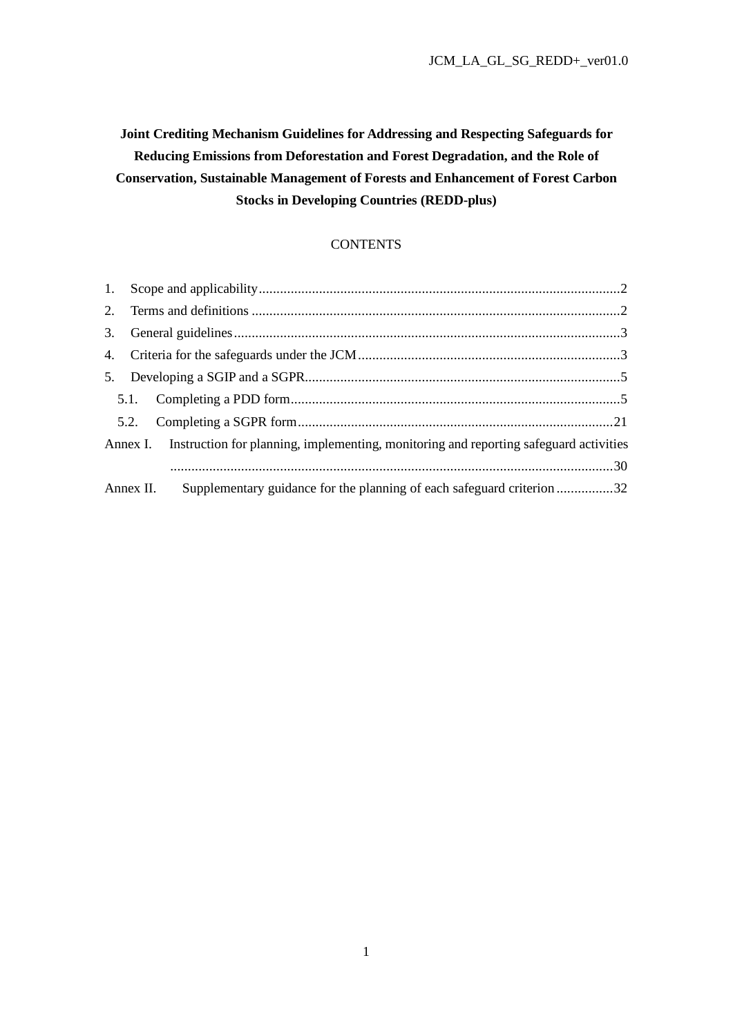**Joint Crediting Mechanism Guidelines for Addressing and Respecting Safeguards for Reducing Emissions from Deforestation and Forest Degradation, and the Role of Conservation, Sustainable Management of Forests and Enhancement of Forest Carbon Stocks in Developing Countries (REDD-plus)**

CONTENTS

1. Scope and applicability ........................................................................................ 2
2. Terms and definitions ........................................................................................ 2
3. General guidelines ............................................................................................. 3
4. Criteria for the safeguards under the JCM ......................................................... 3
5. Developing a SGIP and a SGPR ......................................................................... 5
   - 5.1. Completing a PDD form ............................................................................ 5
   - 5.2. Completing a SGPR form ......................................................................... 21

Annex I. Instruction for planning, implementing, monitoring and reporting safeguard activities ........................................................................................................... 30

Annex II. Supplementary guidance for the planning of each safeguard criterion ................ 32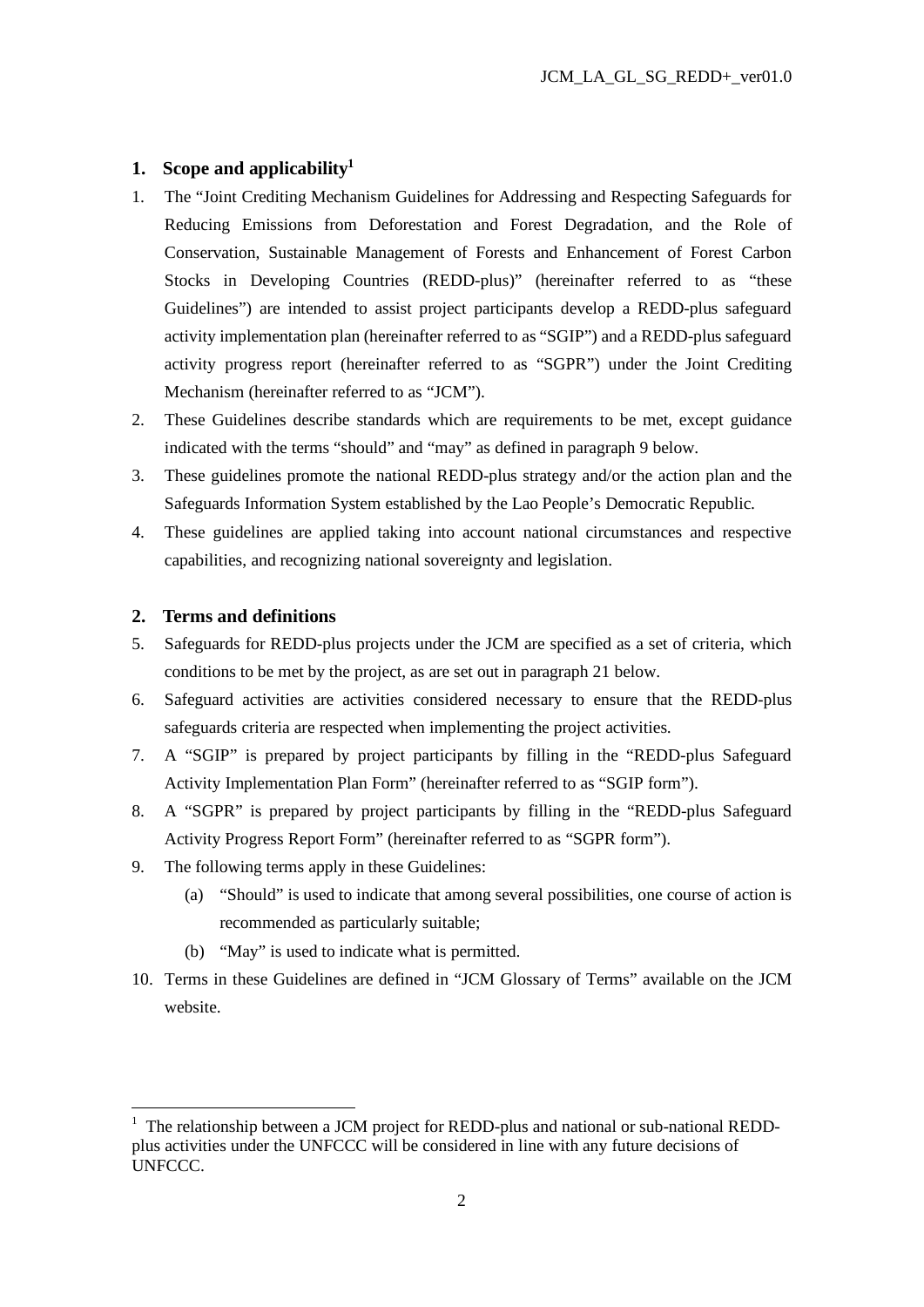## 1. Scope and applicability[1]

1. The "Joint Crediting Mechanism Guidelines for Addressing and Respecting Safeguards for Reducing Emissions from Deforestation and Forest Degradation, and the Role of Conservation, Sustainable Management of Forests and Enhancement of Forest Carbon Stocks in Developing Countries (REDD-plus)" (hereinafter referred to as "these Guidelines") are intended to assist project participants develop a REDD-plus safeguard activity implementation plan (hereinafter referred to as "SGIP") and a REDD-plus safeguard activity progress report (hereinafter referred to as "SGPR") under the Joint Crediting Mechanism (hereinafter referred to as "JCM").
2. These Guidelines describe standards which are requirements to be met, except guidance indicated with the terms "should" and "may" as defined in paragraph 9 below.
3. These guidelines promote the national REDD-plus strategy and/or the action plan and the Safeguards Information System established by the Lao People's Democratic Republic.
4. These guidelines are applied taking into account national circumstances and respective capabilities, and recognizing national sovereignty and legislation.

## 2. Terms and definitions

5. Safeguards for REDD-plus projects under the JCM are specified as a set of criteria, which conditions to be met by the project, as are set out in paragraph 21 below.
6. Safeguard activities are activities considered necessary to ensure that the REDD-plus safeguards criteria are respected when implementing the project activities.
7. A "SGIP" is prepared by project participants by filling in the "REDD-plus Safeguard Activity Implementation Plan Form" (hereinafter referred to as "SGIP form").
8. A "SGPR" is prepared by project participants by filling in the "REDD-plus Safeguard Activity Progress Report Form" (hereinafter referred to as "SGPR form").
9. The following terms apply in these Guidelines:
   - (a) "Should" is used to indicate that among several possibilities, one course of action is recommended as particularly suitable;
   - (b) "May" is used to indicate what is permitted.
10. Terms in these Guidelines are defined in "JCM Glossary of Terms" available on the JCM website.

[1] The relationship between a JCM project for REDD-plus and national or sub-national REDD-plus activities under the UNFCCC will be considered in line with any future decisions of UNFCCC.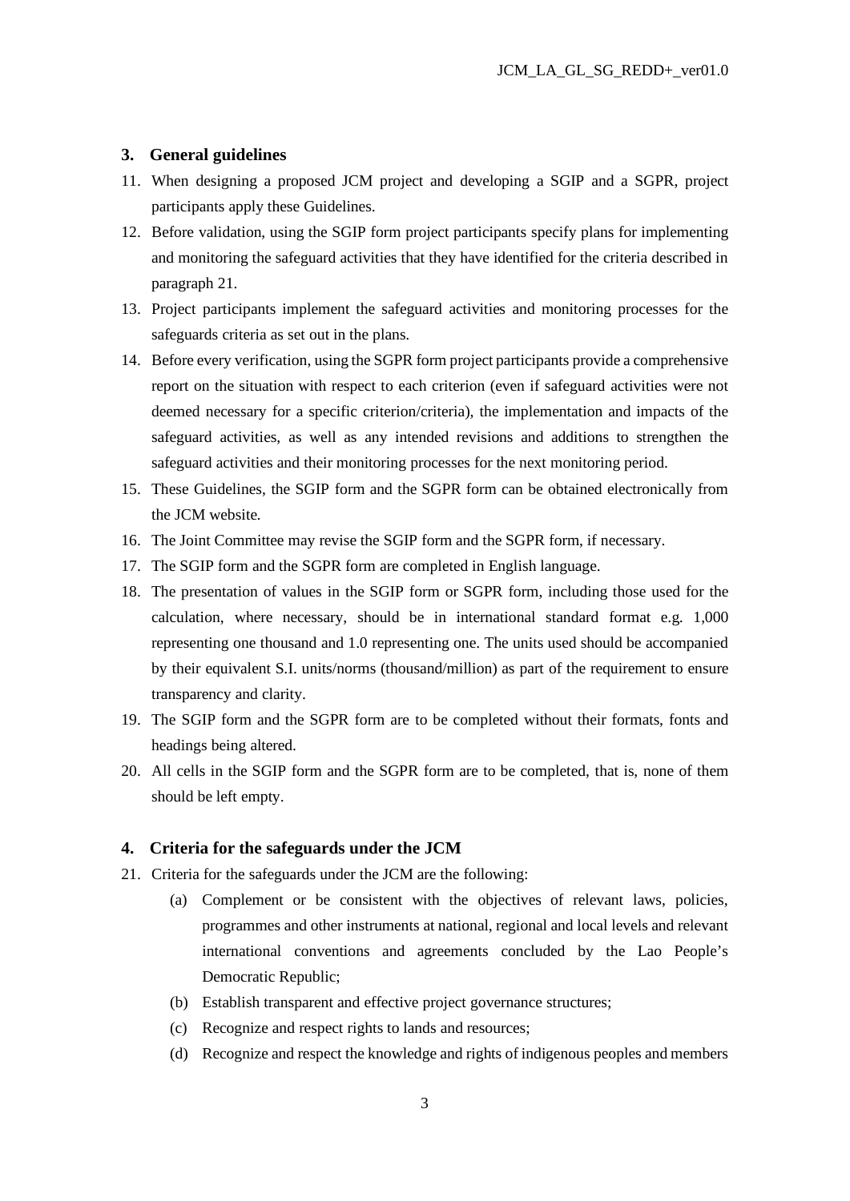## 3. General guidelines

11. When designing a proposed JCM project and developing a SGIP and a SGPR, project participants apply these Guidelines.
12. Before validation, using the SGIP form project participants specify plans for implementing and monitoring the safeguard activities that they have identified for the criteria described in paragraph 21.
13. Project participants implement the safeguard activities and monitoring processes for the safeguards criteria as set out in the plans.
14. Before every verification, using the SGPR form project participants provide a comprehensive report on the situation with respect to each criterion (even if safeguard activities were not deemed necessary for a specific criterion/criteria), the implementation and impacts of the safeguard activities, as well as any intended revisions and additions to strengthen the safeguard activities and their monitoring processes for the next monitoring period.
15. These Guidelines, the SGIP form and the SGPR form can be obtained electronically from the JCM website.
16. The Joint Committee may revise the SGIP form and the SGPR form, if necessary.
17. The SGIP form and the SGPR form are completed in English language.
18. The presentation of values in the SGIP form or SGPR form, including those used for the calculation, where necessary, should be in international standard format e.g. 1,000 representing one thousand and 1.0 representing one. The units used should be accompanied by their equivalent S.I. units/norms (thousand/million) as part of the requirement to ensure transparency and clarity.
19. The SGIP form and the SGPR form are to be completed without their formats, fonts and headings being altered.
20. All cells in the SGIP form and the SGPR form are to be completed, that is, none of them should be left empty.

## 4. Criteria for the safeguards under the JCM

21. Criteria for the safeguards under the JCM are the following:
    - (a) Complement or be consistent with the objectives of relevant laws, policies, programmes and other instruments at national, regional and local levels and relevant international conventions and agreements concluded by the Lao People's Democratic Republic;
    - (b) Establish transparent and effective project governance structures;
    - (c) Recognize and respect rights to lands and resources;
    - (d) Recognize and respect the knowledge and rights of indigenous peoples and members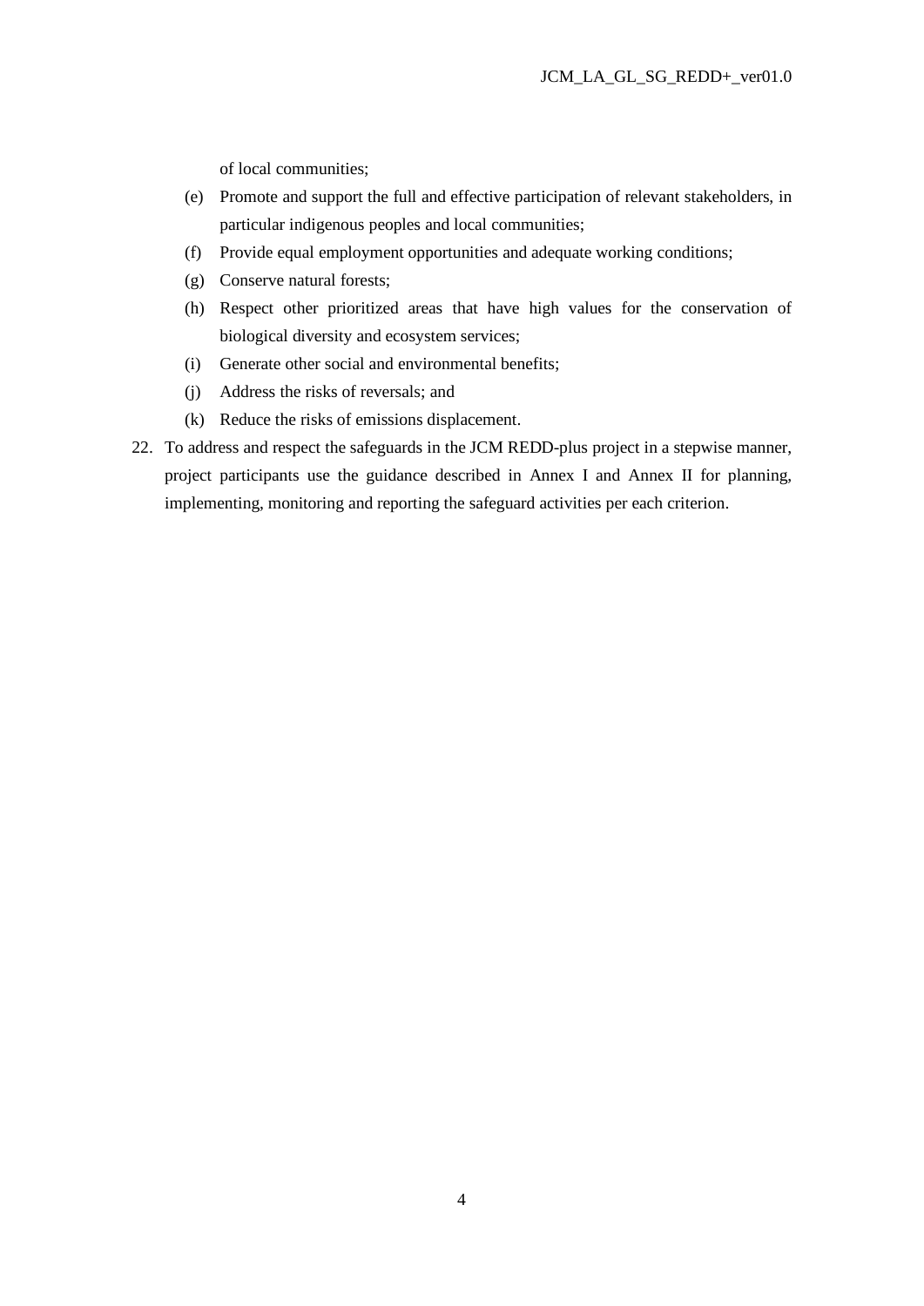of local communities;

(e) Promote and support the full and effective participation of relevant stakeholders, in particular indigenous peoples and local communities;

(f) Provide equal employment opportunities and adequate working conditions;

(g) Conserve natural forests;

(h) Respect other prioritized areas that have high values for the conservation of biological diversity and ecosystem services;

(i) Generate other social and environmental benefits;

(j) Address the risks of reversals; and

(k) Reduce the risks of emissions displacement.

22. To address and respect the safeguards in the JCM REDD-plus project in a stepwise manner, project participants use the guidance described in Annex I and Annex II for planning, implementing, monitoring and reporting the safeguard activities per each criterion.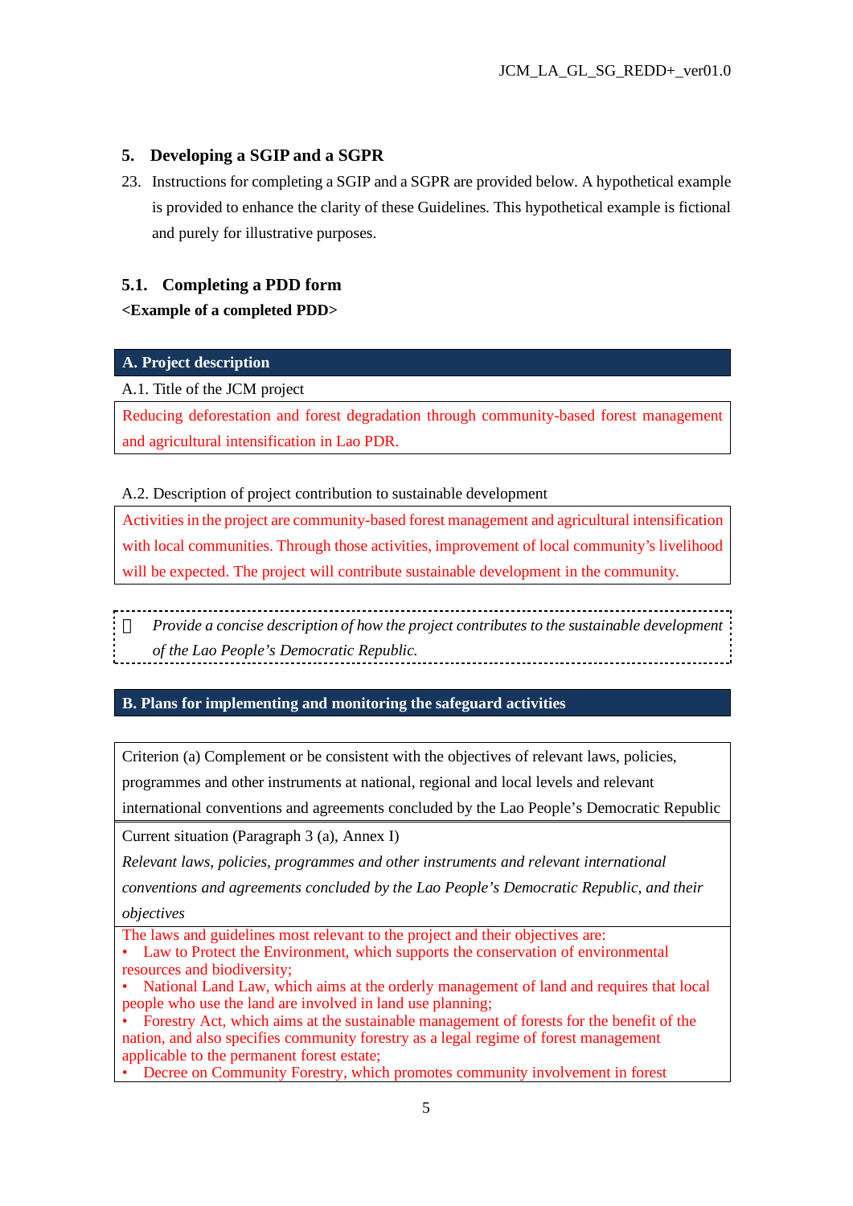## 5. Developing a SGIP and a SGPR

23. Instructions for completing a SGIP and a SGPR are provided below. A hypothetical example is provided to enhance the clarity of these Guidelines. This hypothetical example is fictional and purely for illustrative purposes.

### 5.1. Completing a PDD form

**<Example of a completed PDD>**

| **A. Project description** |
|---|
| A.1. Title of the JCM project |
| Reducing deforestation and forest degradation through community-based forest management and agricultural intensification in Lao PDR. |

| A.2. Description of project contribution to sustainable development |
|---|
| Activities in the project are community-based forest management and agricultural intensification with local communities. Through those activities, improvement of local community's livelihood will be expected. The project will contribute sustainable development in the community. |

 *Provide a concise description of how the project contributes to the sustainable development of the Lao People's Democratic Republic.*

| **B. Plans for implementing and monitoring the safeguard activities** |
|---|

| Criterion (a) Complement or be consistent with the objectives of relevant laws, policies, programmes and other instruments at national, regional and local levels and relevant international conventions and agreements concluded by the Lao People's Democratic Republic |
|---|
| Current situation (Paragraph 3 (a), Annex I)<br>*Relevant laws, policies, programmes and other instruments and relevant international conventions and agreements concluded by the Lao People's Democratic Republic, and their objectives* |
| The laws and guidelines most relevant to the project and their objectives are:<br>• Law to Protect the Environment, which supports the conservation of environmental resources and biodiversity;<br>• National Land Law, which aims at the orderly management of land and requires that local people who use the land are involved in land use planning;<br>• Forestry Act, which aims at the sustainable management of forests for the benefit of the nation, and also specifies community forestry as a legal regime of forest management applicable to the permanent forest estate;<br>• Decree on Community Forestry, which promotes community involvement in forest |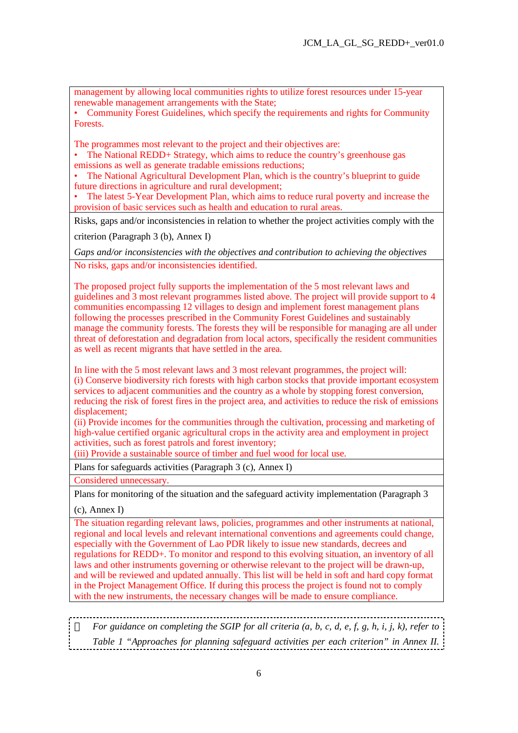| |
|---|
| management by allowing local communities rights to utilize forest resources under 15-year renewable management arrangements with the State;<br>• Community Forest Guidelines, which specify the requirements and rights for Community Forests.<br><br>The programmes most relevant to the project and their objectives are:<br>• The National REDD+ Strategy, which aims to reduce the country's greenhouse gas emissions as well as generate tradable emissions reductions;<br>• The National Agricultural Development Plan, which is the country's blueprint to guide future directions in agriculture and rural development;<br>• The latest 5-Year Development Plan, which aims to reduce rural poverty and increase the provision of basic services such as health and education to rural areas. |
| Risks, gaps and/or inconsistencies in relation to whether the project activities comply with the criterion (Paragraph 3 (b), Annex I)<br>*Gaps and/or inconsistencies with the objectives and contribution to achieving the objectives* |
| No risks, gaps and/or inconsistencies identified.<br><br>The proposed project fully supports the implementation of the 5 most relevant laws and guidelines and 3 most relevant programmes listed above. The project will provide support to 4 communities encompassing 12 villages to design and implement forest management plans following the processes prescribed in the Community Forest Guidelines and sustainably manage the community forests. The forests they will be responsible for managing are all under threat of deforestation and degradation from local actors, specifically the resident communities as well as recent migrants that have settled in the area.<br><br>In line with the 5 most relevant laws and 3 most relevant programmes, the project will:<br>(i) Conserve biodiversity rich forests with high carbon stocks that provide important ecosystem services to adjacent communities and the country as a whole by stopping forest conversion, reducing the risk of forest fires in the project area, and activities to reduce the risk of emissions displacement;<br>(ii) Provide incomes for the communities through the cultivation, processing and marketing of high-value certified organic agricultural crops in the activity area and employment in project activities, such as forest patrols and forest inventory;<br>(iii) Provide a sustainable source of timber and fuel wood for local use. |
| Plans for safeguards activities (Paragraph 3 (c), Annex I) |
| Considered unnecessary. |
| Plans for monitoring of the situation and the safeguard activity implementation (Paragraph 3 (c), Annex I) |
| The situation regarding relevant laws, policies, programmes and other instruments at national, regional and local levels and relevant international conventions and agreements could change, especially with the Government of Lao PDR likely to issue new standards, decrees and regulations for REDD+. To monitor and respond to this evolving situation, an inventory of all laws and other instruments governing or otherwise relevant to the project will be drawn-up, and will be reviewed and updated annually. This list will be held in soft and hard copy format in the Project Management Office. If during this process the project is found not to comply with the new instruments, the necessary changes will be made to ensure compliance. |

*For guidance on completing the SGIP for all criteria (a, b, c, d, e, f, g, h, i, j, k), refer to Table 1 "Approaches for planning safeguard activities per each criterion" in Annex II.*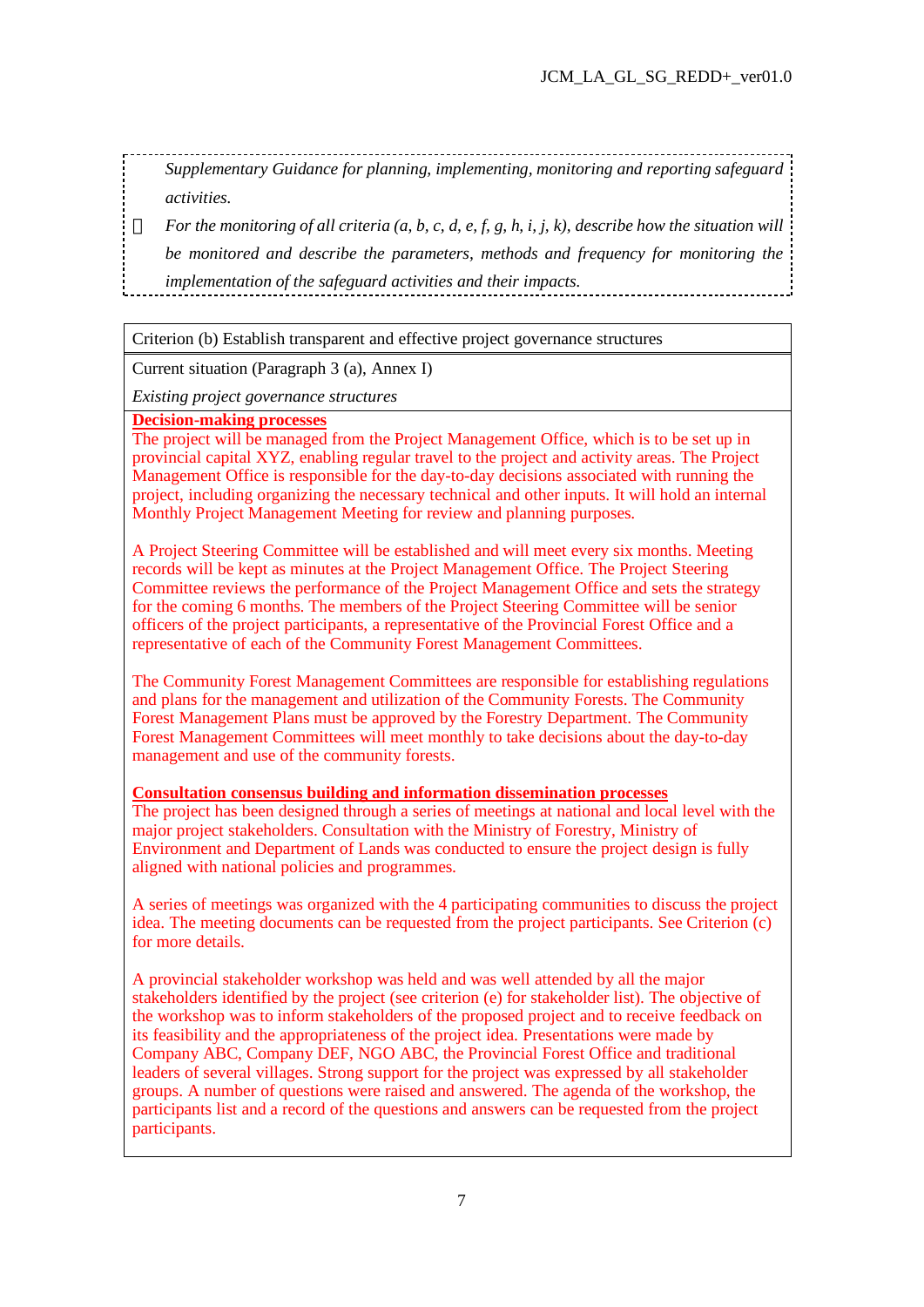*Supplementary Guidance for planning, implementing, monitoring and reporting safeguard activities.*

- *For the monitoring of all criteria (a, b, c, d, e, f, g, h, i, j, k), describe how the situation will be monitored and describe the parameters, methods and frequency for monitoring the implementation of the safeguard activities and their impacts.*

| Criterion (b) Establish transparent and effective project governance structures |
|---|
| Current situation (Paragraph 3 (a), Annex I)<br><br>*Existing project governance structures* |
| **Decision-making processes**<br>The project will be managed from the Project Management Office, which is to be set up in provincial capital XYZ, enabling regular travel to the project and activity areas. The Project Management Office is responsible for the day-to-day decisions associated with running the project, including organizing the necessary technical and other inputs. It will hold an internal Monthly Project Management Meeting for review and planning purposes.<br><br>A Project Steering Committee will be established and will meet every six months. Meeting records will be kept as minutes at the Project Management Office. The Project Steering Committee reviews the performance of the Project Management Office and sets the strategy for the coming 6 months. The members of the Project Steering Committee will be senior officers of the project participants, a representative of the Provincial Forest Office and a representative of each of the Community Forest Management Committees.<br><br>The Community Forest Management Committees are responsible for establishing regulations and plans for the management and utilization of the Community Forests. The Community Forest Management Plans must be approved by the Forestry Department. The Community Forest Management Committees will meet monthly to take decisions about the day-to-day management and use of the community forests.<br><br>**Consultation consensus building and information dissemination processes**<br>The project has been designed through a series of meetings at national and local level with the major project stakeholders. Consultation with the Ministry of Forestry, Ministry of Environment and Department of Lands was conducted to ensure the project design is fully aligned with national policies and programmes.<br><br>A series of meetings was organized with the 4 participating communities to discuss the project idea. The meeting documents can be requested from the project participants. See Criterion (c) for more details.<br><br>A provincial stakeholder workshop was held and was well attended by all the major stakeholders identified by the project (see criterion (e) for stakeholder list). The objective of the workshop was to inform stakeholders of the proposed project and to receive feedback on its feasibility and the appropriateness of the project idea. Presentations were made by Company ABC, Company DEF, NGO ABC, the Provincial Forest Office and traditional leaders of several villages. Strong support for the project was expressed by all stakeholder groups. A number of questions were raised and answered. The agenda of the workshop, the participants list and a record of the questions and answers can be requested from the project participants. |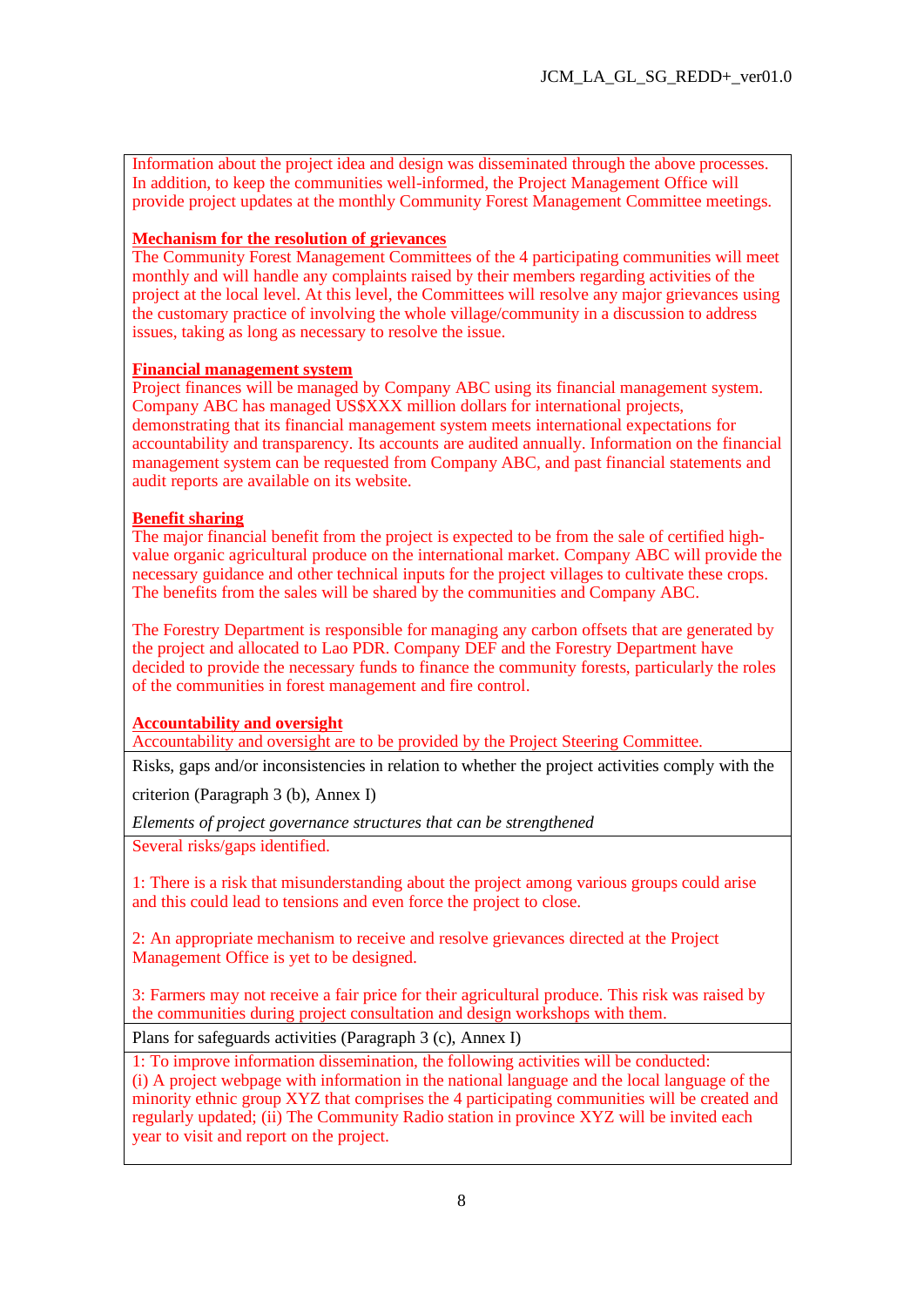Information about the project idea and design was disseminated through the above processes. In addition, to keep the communities well-informed, the Project Management Office will provide project updates at the monthly Community Forest Management Committee meetings.

**Mechanism for the resolution of grievances**

The Community Forest Management Committees of the 4 participating communities will meet monthly and will handle any complaints raised by their members regarding activities of the project at the local level. At this level, the Committees will resolve any major grievances using the customary practice of involving the whole village/community in a discussion to address issues, taking as long as necessary to resolve the issue.

**Financial management system**

Project finances will be managed by Company ABC using its financial management system. Company ABC has managed US$XXX million dollars for international projects, demonstrating that its financial management system meets international expectations for accountability and transparency. Its accounts are audited annually. Information on the financial management system can be requested from Company ABC, and past financial statements and audit reports are available on its website.

**Benefit sharing**

The major financial benefit from the project is expected to be from the sale of certified high-value organic agricultural produce on the international market. Company ABC will provide the necessary guidance and other technical inputs for the project villages to cultivate these crops. The benefits from the sales will be shared by the communities and Company ABC.

The Forestry Department is responsible for managing any carbon offsets that are generated by the project and allocated to Lao PDR. Company DEF and the Forestry Department have decided to provide the necessary funds to finance the community forests, particularly the roles of the communities in forest management and fire control.

**Accountability and oversight**

Accountability and oversight are to be provided by the Project Steering Committee.

---

Risks, gaps and/or inconsistencies in relation to whether the project activities comply with the criterion (Paragraph 3 (b), Annex I)

*Elements of project governance structures that can be strengthened*

---

Several risks/gaps identified.

1: There is a risk that misunderstanding about the project among various groups could arise and this could lead to tensions and even force the project to close.

2: An appropriate mechanism to receive and resolve grievances directed at the Project Management Office is yet to be designed.

3: Farmers may not receive a fair price for their agricultural produce. This risk was raised by the communities during project consultation and design workshops with them.

---

Plans for safeguards activities (Paragraph 3 (c), Annex I)

---

1: To improve information dissemination, the following activities will be conducted:
(i) A project webpage with information in the national language and the local language of the minority ethnic group XYZ that comprises the 4 participating communities will be created and regularly updated; (ii) The Community Radio station in province XYZ will be invited each year to visit and report on the project.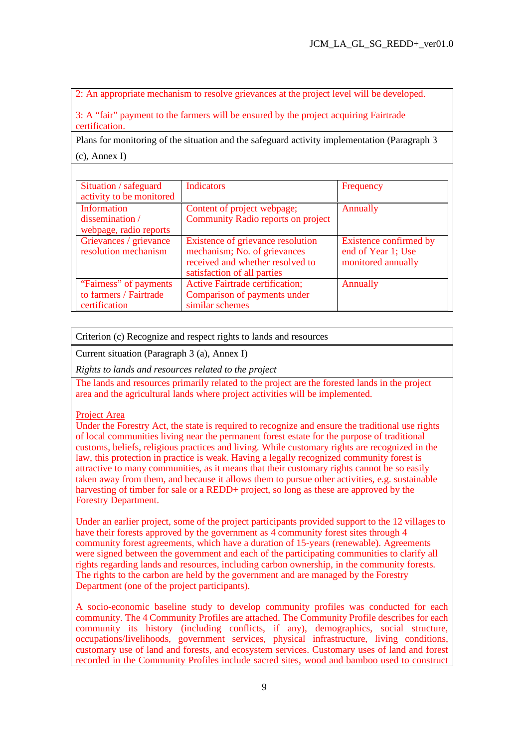2: An appropriate mechanism to resolve grievances at the project level will be developed.

3: A “fair” payment to the farmers will be ensured by the project acquiring Fairtrade certification.

Plans for monitoring of the situation and the safeguard activity implementation (Paragraph 3 (c), Annex I)

| Situation / safeguard activity to be monitored | Indicators | Frequency |
|---|---|---|
| Information dissemination / webpage, radio reports | Content of project webpage; Community Radio reports on project | Annually |
| Grievances / grievance resolution mechanism | Existence of grievance resolution mechanism; No. of grievances received and whether resolved to satisfaction of all parties | Existence confirmed by end of Year 1; Use monitored annually |
| “Fairness” of payments to farmers / Fairtrade certification | Active Fairtrade certification; Comparison of payments under similar schemes | Annually |

Criterion (c) Recognize and respect rights to lands and resources

Current situation (Paragraph 3 (a), Annex I)

*Rights to lands and resources related to the project*

The lands and resources primarily related to the project are the forested lands in the project area and the agricultural lands where project activities will be implemented.

Project Area

Under the Forestry Act, the state is required to recognize and ensure the traditional use rights of local communities living near the permanent forest estate for the purpose of traditional customs, beliefs, religious practices and living. While customary rights are recognized in the law, this protection in practice is weak. Having a legally recognized community forest is attractive to many communities, as it means that their customary rights cannot be so easily taken away from them, and because it allows them to pursue other activities, e.g. sustainable harvesting of timber for sale or a REDD+ project, so long as these are approved by the Forestry Department.

Under an earlier project, some of the project participants provided support to the 12 villages to have their forests approved by the government as 4 community forest sites through 4 community forest agreements, which have a duration of 15-years (renewable). Agreements were signed between the government and each of the participating communities to clarify all rights regarding lands and resources, including carbon ownership, in the community forests. The rights to the carbon are held by the government and are managed by the Forestry Department (one of the project participants).

A socio-economic baseline study to develop community profiles was conducted for each community. The 4 Community Profiles are attached. The Community Profile describes for each community its history (including conflicts, if any), demographics, social structure, occupations/livelihoods, government services, physical infrastructure, living conditions, customary use of land and forests, and ecosystem services. Customary uses of land and forest recorded in the Community Profiles include sacred sites, wood and bamboo used to construct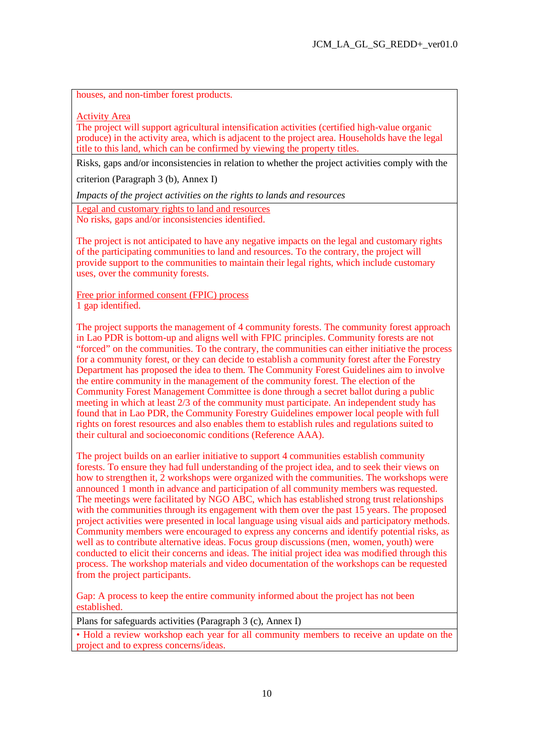houses, and non-timber forest products.

Activity Area
The project will support agricultural intensification activities (certified high-value organic produce) in the activity area, which is adjacent to the project area. Households have the legal title to this land, which can be confirmed by viewing the property titles.

Risks, gaps and/or inconsistencies in relation to whether the project activities comply with the criterion (Paragraph 3 (b), Annex I)

*Impacts of the project activities on the rights to lands and resources*

Legal and customary rights to land and resources
No risks, gaps and/or inconsistencies identified.

The project is not anticipated to have any negative impacts on the legal and customary rights of the participating communities to land and resources. To the contrary, the project will provide support to the communities to maintain their legal rights, which include customary uses, over the community forests.

Free prior informed consent (FPIC) process
1 gap identified.

The project supports the management of 4 community forests. The community forest approach in Lao PDR is bottom-up and aligns well with FPIC principles. Community forests are not "forced" on the communities. To the contrary, the communities can either initiative the process for a community forest, or they can decide to establish a community forest after the Forestry Department has proposed the idea to them. The Community Forest Guidelines aim to involve the entire community in the management of the community forest. The election of the Community Forest Management Committee is done through a secret ballot during a public meeting in which at least 2/3 of the community must participate. An independent study has found that in Lao PDR, the Community Forestry Guidelines empower local people with full rights on forest resources and also enables them to establish rules and regulations suited to their cultural and socioeconomic conditions (Reference AAA).

The project builds on an earlier initiative to support 4 communities establish community forests. To ensure they had full understanding of the project idea, and to seek their views on how to strengthen it, 2 workshops were organized with the communities. The workshops were announced 1 month in advance and participation of all community members was requested. The meetings were facilitated by NGO ABC, which has established strong trust relationships with the communities through its engagement with them over the past 15 years. The proposed project activities were presented in local language using visual aids and participatory methods. Community members were encouraged to express any concerns and identify potential risks, as well as to contribute alternative ideas. Focus group discussions (men, women, youth) were conducted to elicit their concerns and ideas. The initial project idea was modified through this process. The workshop materials and video documentation of the workshops can be requested from the project participants.

Gap: A process to keep the entire community informed about the project has not been established.

Plans for safeguards activities (Paragraph 3 (c), Annex I)

- Hold a review workshop each year for all community members to receive an update on the project and to express concerns/ideas.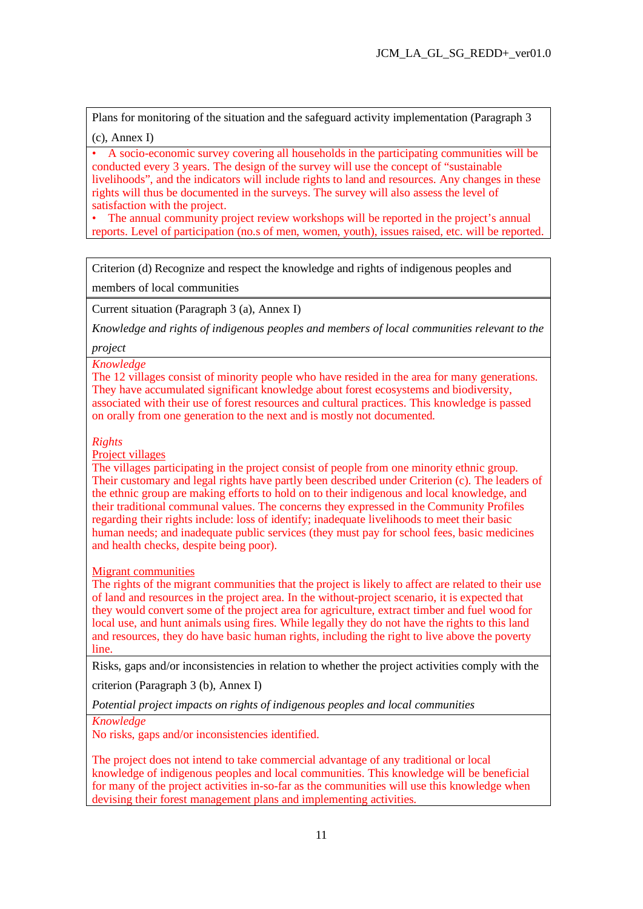| Plans for monitoring of the situation and the safeguard activity implementation (Paragraph 3 (c), Annex I) |
|---|
| • A socio-economic survey covering all households in the participating communities will be conducted every 3 years. The design of the survey will use the concept of "sustainable livelihoods", and the indicators will include rights to land and resources. Any changes in these rights will thus be documented in the surveys. The survey will also assess the level of satisfaction with the project.<br>• The annual community project review workshops will be reported in the project's annual reports. Level of participation (no.s of men, women, youth), issues raised, etc. will be reported. |

| Criterion (d) Recognize and respect the knowledge and rights of indigenous peoples and members of local communities |
|---|
| Current situation (Paragraph 3 (a), Annex I)<br><br>*Knowledge and rights of indigenous peoples and members of local communities relevant to the project* |
| *Knowledge*<br>The 12 villages consist of minority people who have resided in the area for many generations. They have accumulated significant knowledge about forest ecosystems and biodiversity, associated with their use of forest resources and cultural practices. This knowledge is passed on orally from one generation to the next and is mostly not documented.<br><br>*Rights*<br>Project villages<br>The villages participating in the project consist of people from one minority ethnic group. Their customary and legal rights have partly been described under Criterion (c). The leaders of the ethnic group are making efforts to hold on to their indigenous and local knowledge, and their traditional communal values. The concerns they expressed in the Community Profiles regarding their rights include: loss of identify; inadequate livelihoods to meet their basic human needs; and inadequate public services (they must pay for school fees, basic medicines and health checks, despite being poor).<br><br>Migrant communities<br>The rights of the migrant communities that the project is likely to affect are related to their use of land and resources in the project area. In the without-project scenario, it is expected that they would convert some of the project area for agriculture, extract timber and fuel wood for local use, and hunt animals using fires. While legally they do not have the rights to this land and resources, they do have basic human rights, including the right to live above the poverty line. |
| Risks, gaps and/or inconsistencies in relation to whether the project activities comply with the criterion (Paragraph 3 (b), Annex I)<br><br>*Potential project impacts on rights of indigenous peoples and local communities* |
| *Knowledge*<br>No risks, gaps and/or inconsistencies identified.<br><br>The project does not intend to take commercial advantage of any traditional or local knowledge of indigenous peoples and local communities. This knowledge will be beneficial for many of the project activities in-so-far as the communities will use this knowledge when devising their forest management plans and implementing activities. |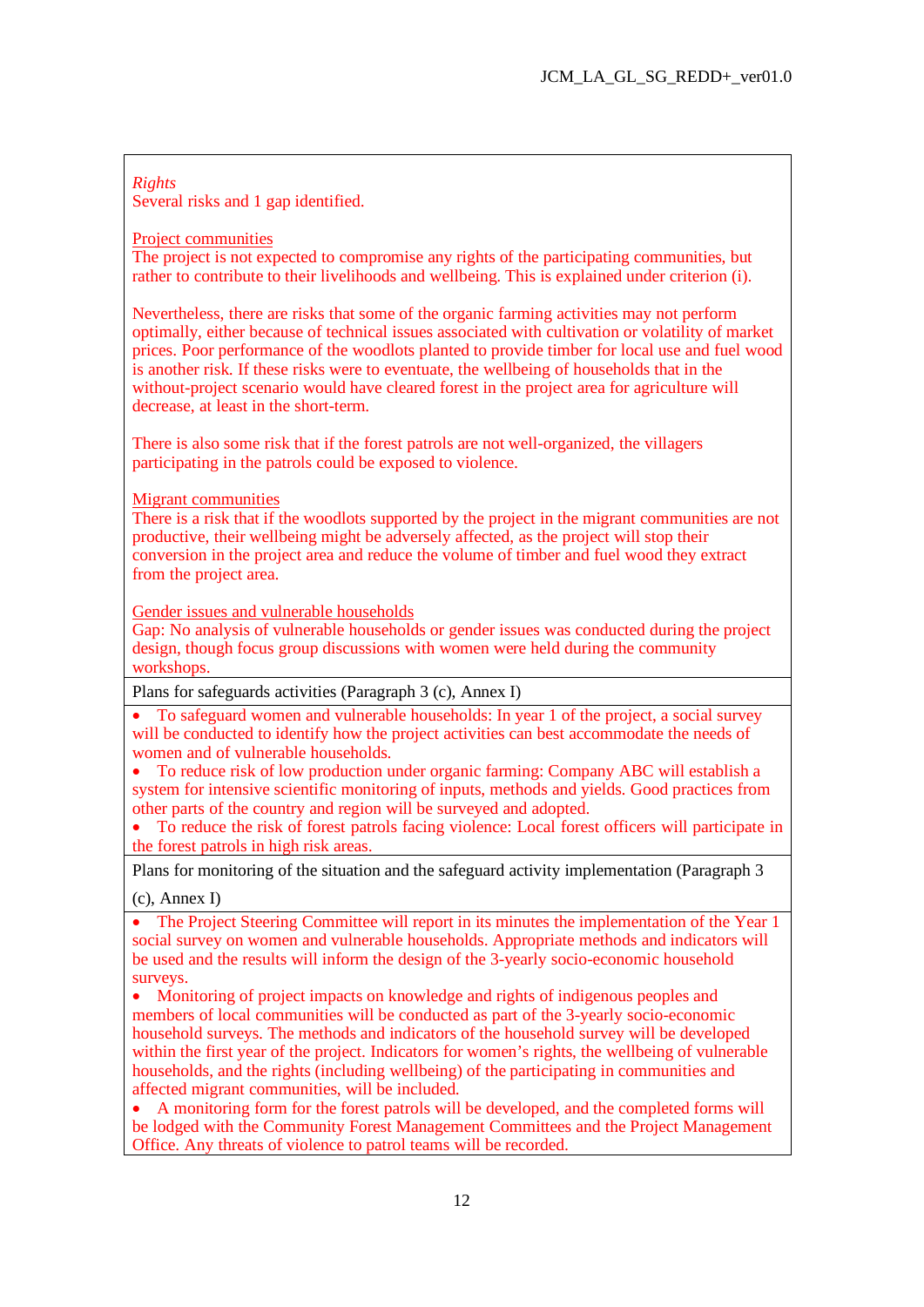| |
|---|
| *Rights*<br>Several risks and 1 gap identified.<br><br>Project communities<br>The project is not expected to compromise any rights of the participating communities, but rather to contribute to their livelihoods and wellbeing. This is explained under criterion (i).<br><br>Nevertheless, there are risks that some of the organic farming activities may not perform optimally, either because of technical issues associated with cultivation or volatility of market prices. Poor performance of the woodlots planted to provide timber for local use and fuel wood is another risk. If these risks were to eventuate, the wellbeing of households that in the without-project scenario would have cleared forest in the project area for agriculture will decrease, at least in the short-term.<br><br>There is also some risk that if the forest patrols are not well-organized, the villagers participating in the patrols could be exposed to violence.<br><br>Migrant communities<br>There is a risk that if the woodlots supported by the project in the migrant communities are not productive, their wellbeing might be adversely affected, as the project will stop their conversion in the project area and reduce the volume of timber and fuel wood they extract from the project area.<br><br>Gender issues and vulnerable households<br>Gap: No analysis of vulnerable households or gender issues was conducted during the project design, though focus group discussions with women were held during the community workshops. |
| Plans for safeguards activities (Paragraph 3 (c), Annex I) |
| • To safeguard women and vulnerable households: In year 1 of the project, a social survey will be conducted to identify how the project activities can best accommodate the needs of women and of vulnerable households.<br>• To reduce risk of low production under organic farming: Company ABC will establish a system for intensive scientific monitoring of inputs, methods and yields. Good practices from other parts of the country and region will be surveyed and adopted.<br>• To reduce the risk of forest patrols facing violence: Local forest officers will participate in the forest patrols in high risk areas. |
| Plans for monitoring of the situation and the safeguard activity implementation (Paragraph 3 (c), Annex I) |
| • The Project Steering Committee will report in its minutes the implementation of the Year 1 social survey on women and vulnerable households. Appropriate methods and indicators will be used and the results will inform the design of the 3-yearly socio-economic household surveys.<br>• Monitoring of project impacts on knowledge and rights of indigenous peoples and members of local communities will be conducted as part of the 3-yearly socio-economic household surveys. The methods and indicators of the household survey will be developed within the first year of the project. Indicators for women's rights, the wellbeing of vulnerable households, and the rights (including wellbeing) of the participating in communities and affected migrant communities, will be included.<br>• A monitoring form for the forest patrols will be developed, and the completed forms will be lodged with the Community Forest Management Committees and the Project Management Office. Any threats of violence to patrol teams will be recorded. |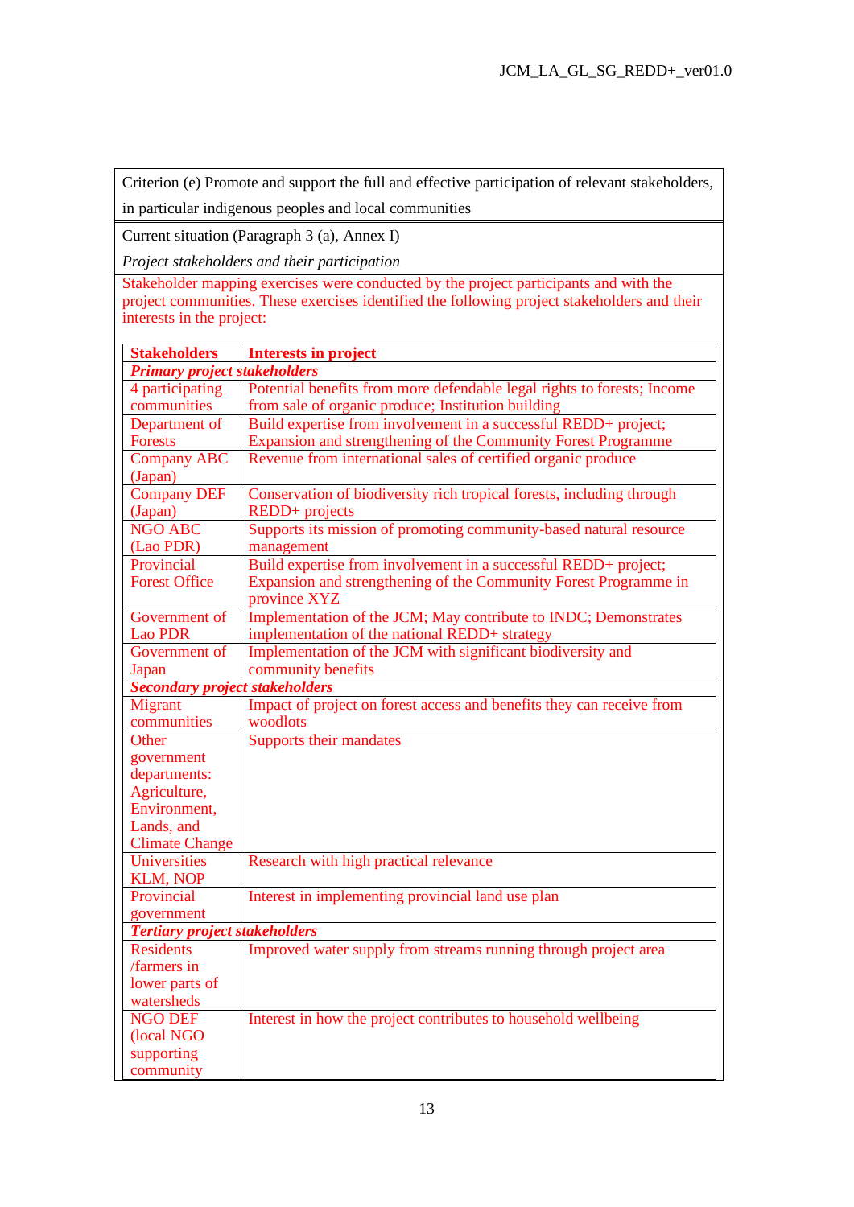Criterion (e) Promote and support the full and effective participation of relevant stakeholders, in particular indigenous peoples and local communities

Current situation (Paragraph 3 (a), Annex I)

*Project stakeholders and their participation*

Stakeholder mapping exercises were conducted by the project participants and with the project communities. These exercises identified the following project stakeholders and their interests in the project:

| **Stakeholders** | **Interests in project** |
|---|---|
| ***Primary project stakeholders*** | |
| 4 participating communities | Potential benefits from more defendable legal rights to forests; Income from sale of organic produce; Institution building |
| Department of Forests | Build expertise from involvement in a successful REDD+ project; Expansion and strengthening of the Community Forest Programme |
| Company ABC (Japan) | Revenue from international sales of certified organic produce |
| Company DEF (Japan) | Conservation of biodiversity rich tropical forests, including through REDD+ projects |
| NGO ABC (Lao PDR) | Supports its mission of promoting community-based natural resource management |
| Provincial Forest Office | Build expertise from involvement in a successful REDD+ project; Expansion and strengthening of the Community Forest Programme in province XYZ |
| Government of Lao PDR | Implementation of the JCM; May contribute to INDC; Demonstrates implementation of the national REDD+ strategy |
| Government of Japan | Implementation of the JCM with significant biodiversity and community benefits |
| ***Secondary project stakeholders*** | |
| Migrant communities | Impact of project on forest access and benefits they can receive from woodlots |
| Other government departments: Agriculture, Environment, Lands, and Climate Change | Supports their mandates |
| Universities KLM, NOP | Research with high practical relevance |
| Provincial government | Interest in implementing provincial land use plan |
| ***Tertiary project stakeholders*** | |
| Residents /farmers in lower parts of watersheds | Improved water supply from streams running through project area |
| NGO DEF (local NGO supporting community | Interest in how the project contributes to household wellbeing |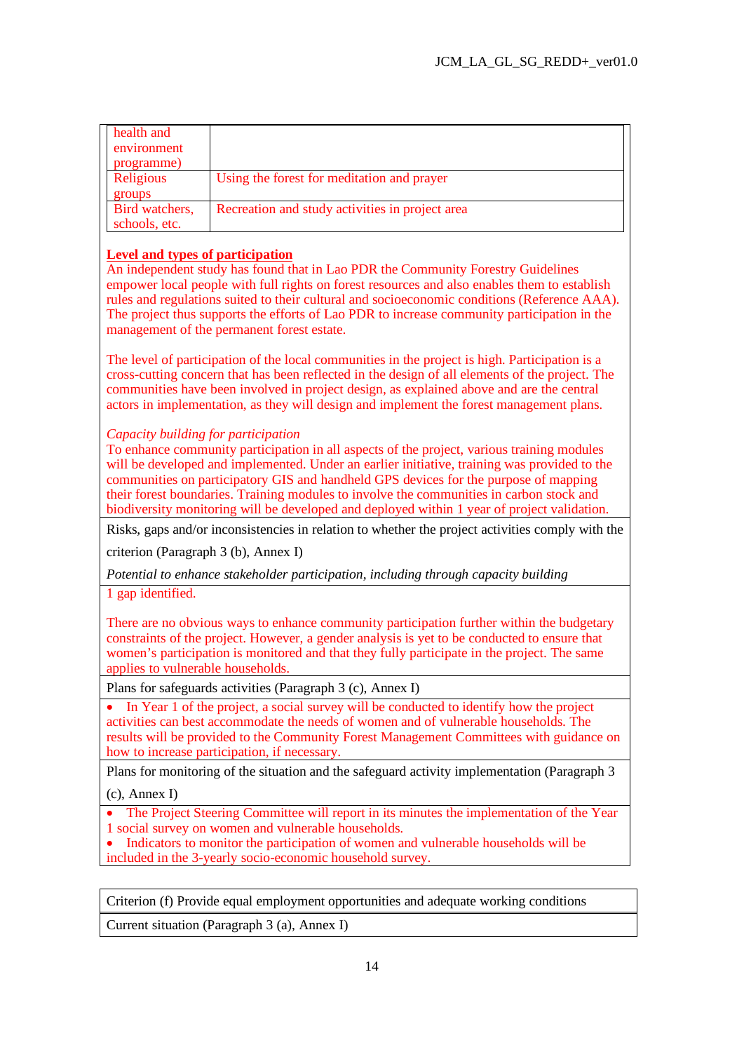| | |
|---|---|
| health and environment programme) | |
| Religious groups | Using the forest for meditation and prayer |
| Bird watchers, schools, etc. | Recreation and study activities in project area |

**Level and types of participation**

An independent study has found that in Lao PDR the Community Forestry Guidelines empower local people with full rights on forest resources and also enables them to establish rules and regulations suited to their cultural and socioeconomic conditions (Reference AAA). The project thus supports the efforts of Lao PDR to increase community participation in the management of the permanent forest estate.

The level of participation of the local communities in the project is high. Participation is a cross-cutting concern that has been reflected in the design of all elements of the project. The communities have been involved in project design, as explained above and are the central actors in implementation, as they will design and implement the forest management plans.

*Capacity building for participation*

To enhance community participation in all aspects of the project, various training modules will be developed and implemented. Under an earlier initiative, training was provided to the communities on participatory GIS and handheld GPS devices for the purpose of mapping their forest boundaries. Training modules to involve the communities in carbon stock and biodiversity monitoring will be developed and deployed within 1 year of project validation.

Risks, gaps and/or inconsistencies in relation to whether the project activities comply with the criterion (Paragraph 3 (b), Annex I)

*Potential to enhance stakeholder participation, including through capacity building*

1 gap identified.

There are no obvious ways to enhance community participation further within the budgetary constraints of the project. However, a gender analysis is yet to be conducted to ensure that women's participation is monitored and that they fully participate in the project. The same applies to vulnerable households.

Plans for safeguards activities (Paragraph 3 (c), Annex I)

- In Year 1 of the project, a social survey will be conducted to identify how the project activities can best accommodate the needs of women and of vulnerable households. The results will be provided to the Community Forest Management Committees with guidance on how to increase participation, if necessary.

Plans for monitoring of the situation and the safeguard activity implementation (Paragraph 3 (c), Annex I)

- The Project Steering Committee will report in its minutes the implementation of the Year 1 social survey on women and vulnerable households.
- Indicators to monitor the participation of women and vulnerable households will be included in the 3-yearly socio-economic household survey.

| Criterion (f) Provide equal employment opportunities and adequate working conditions |
|---|
| Current situation (Paragraph 3 (a), Annex I) |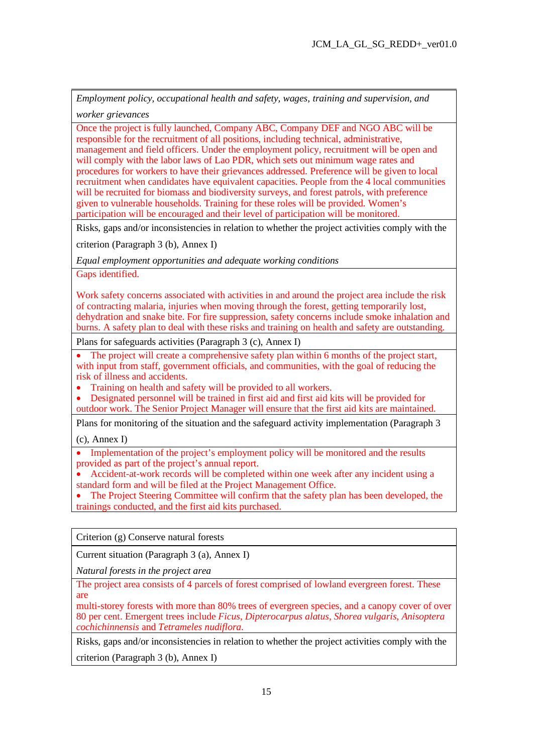*Employment policy, occupational health and safety, wages, training and supervision, and worker grievances*

Once the project is fully launched, Company ABC, Company DEF and NGO ABC will be responsible for the recruitment of all positions, including technical, administrative, management and field officers. Under the employment policy, recruitment will be open and will comply with the labor laws of Lao PDR, which sets out minimum wage rates and procedures for workers to have their grievances addressed. Preference will be given to local recruitment when candidates have equivalent capacities. People from the 4 local communities will be recruited for biomass and biodiversity surveys, and forest patrols, with preference given to vulnerable households. Training for these roles will be provided. Women's participation will be encouraged and their level of participation will be monitored.

Risks, gaps and/or inconsistencies in relation to whether the project activities comply with the criterion (Paragraph 3 (b), Annex I)

*Equal employment opportunities and adequate working conditions*

Gaps identified.

Work safety concerns associated with activities in and around the project area include the risk of contracting malaria, injuries when moving through the forest, getting temporarily lost, dehydration and snake bite. For fire suppression, safety concerns include smoke inhalation and burns. A safety plan to deal with these risks and training on health and safety are outstanding.

Plans for safeguards activities (Paragraph 3 (c), Annex I)

- The project will create a comprehensive safety plan within 6 months of the project start, with input from staff, government officials, and communities, with the goal of reducing the risk of illness and accidents.
- Training on health and safety will be provided to all workers.
- Designated personnel will be trained in first aid and first aid kits will be provided for outdoor work. The Senior Project Manager will ensure that the first aid kits are maintained.

Plans for monitoring of the situation and the safeguard activity implementation (Paragraph 3 (c), Annex I)

- Implementation of the project's employment policy will be monitored and the results provided as part of the project's annual report.
- Accident-at-work records will be completed within one week after any incident using a standard form and will be filed at the Project Management Office.
- The Project Steering Committee will confirm that the safety plan has been developed, the trainings conducted, and the first aid kits purchased.

Criterion (g) Conserve natural forests

Current situation (Paragraph 3 (a), Annex I)

*Natural forests in the project area*

The project area consists of 4 parcels of forest comprised of lowland evergreen forest. These are multi-storey forests with more than 80% trees of evergreen species, and a canopy cover of over 80 per cent. Emergent trees include *Ficus*, *Dipterocarpus alatus*, *Shorea vulgaris*, *Anisoptera cochichinnensis* and *Tetrameles nudiflora*.

Risks, gaps and/or inconsistencies in relation to whether the project activities comply with the criterion (Paragraph 3 (b), Annex I)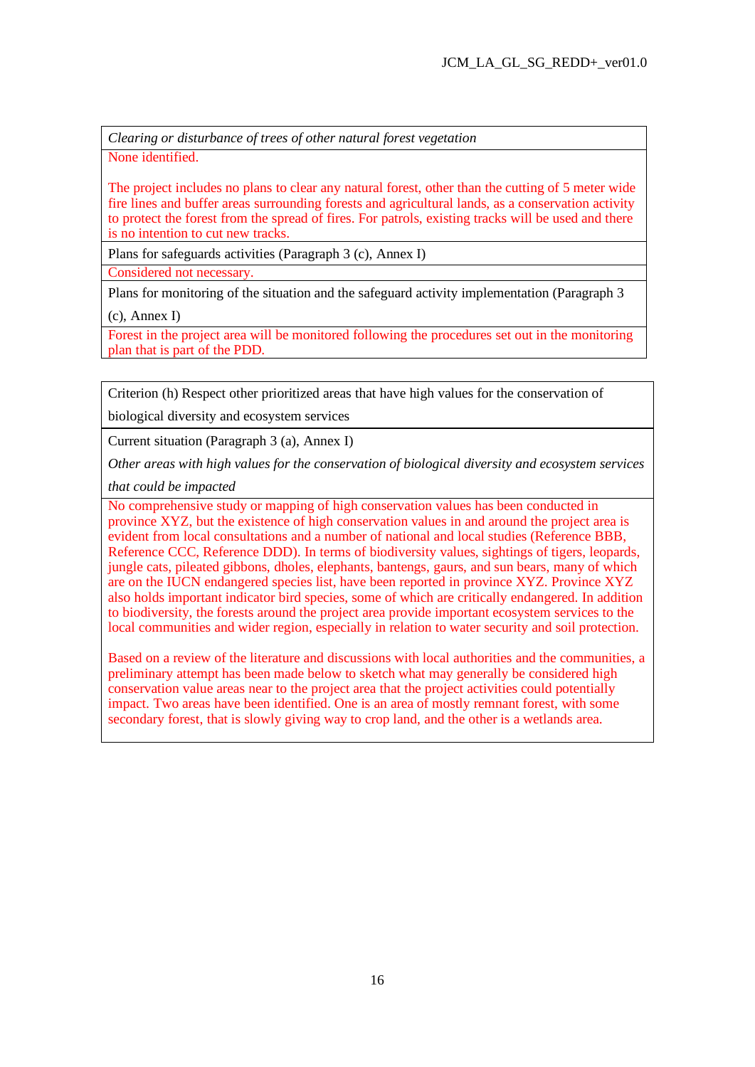| *Clearing or disturbance of trees of other natural forest vegetation* |
|---|
| None identified.<br><br>The project includes no plans to clear any natural forest, other than the cutting of 5 meter wide fire lines and buffer areas surrounding forests and agricultural lands, as a conservation activity to protect the forest from the spread of fires. For patrols, existing tracks will be used and there is no intention to cut new tracks. |
| Plans for safeguards activities (Paragraph 3 (c), Annex I) |
| Considered not necessary. |
| Plans for monitoring of the situation and the safeguard activity implementation (Paragraph 3 (c), Annex I) |
| Forest in the project area will be monitored following the procedures set out in the monitoring plan that is part of the PDD. |

| Criterion (h) Respect other prioritized areas that have high values for the conservation of biological diversity and ecosystem services |
|---|
| Current situation (Paragraph 3 (a), Annex I)<br><br>*Other areas with high values for the conservation of biological diversity and ecosystem services that could be impacted* |
| No comprehensive study or mapping of high conservation values has been conducted in province XYZ, but the existence of high conservation values in and around the project area is evident from local consultations and a number of national and local studies (Reference BBB, Reference CCC, Reference DDD). In terms of biodiversity values, sightings of tigers, leopards, jungle cats, pileated gibbons, dholes, elephants, bantengs, gaurs, and sun bears, many of which are on the IUCN endangered species list, have been reported in province XYZ. Province XYZ also holds important indicator bird species, some of which are critically endangered. In addition to biodiversity, the forests around the project area provide important ecosystem services to the local communities and wider region, especially in relation to water security and soil protection.<br><br>Based on a review of the literature and discussions with local authorities and the communities, a preliminary attempt has been made below to sketch what may generally be considered high conservation value areas near to the project area that the project activities could potentially impact. Two areas have been identified. One is an area of mostly remnant forest, with some secondary forest, that is slowly giving way to crop land, and the other is a wetlands area. |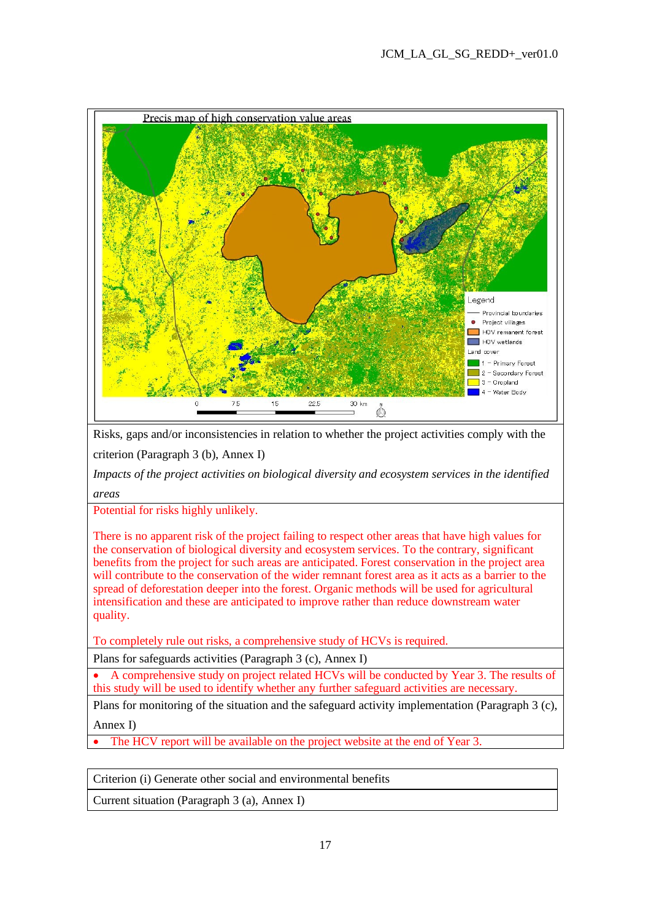Precis map of high conservation value areas

Legend
- Provincial boundaries
- Project villages
- HCV remanent forest
- HCV wetlands

Land cover
- 1 – Primary Forest
- 2 – Secondary Forest
- 3 – Cropland
- 4 – Water Body

0 7.5 15 22.5 30 km

Risks, gaps and/or inconsistencies in relation to whether the project activities comply with the criterion (Paragraph 3 (b), Annex I)

*Impacts of the project activities on biological diversity and ecosystem services in the identified areas*

Potential for risks highly unlikely.

There is no apparent risk of the project failing to respect other areas that have high values for the conservation of biological diversity and ecosystem services. To the contrary, significant benefits from the project for such areas are anticipated. Forest conservation in the project area will contribute to the conservation of the wider remnant forest area as it acts as a barrier to the spread of deforestation deeper into the forest. Organic methods will be used for agricultural intensification and these are anticipated to improve rather than reduce downstream water quality.

To completely rule out risks, a comprehensive study of HCVs is required.

Plans for safeguards activities (Paragraph 3 (c), Annex I)

- A comprehensive study on project related HCVs will be conducted by Year 3. The results of this study will be used to identify whether any further safeguard activities are necessary.

Plans for monitoring of the situation and the safeguard activity implementation (Paragraph 3 (c), Annex I)

- The HCV report will be available on the project website at the end of Year 3.

| Criterion (i) Generate other social and environmental benefits |
| --- |
| Current situation (Paragraph 3 (a), Annex I) |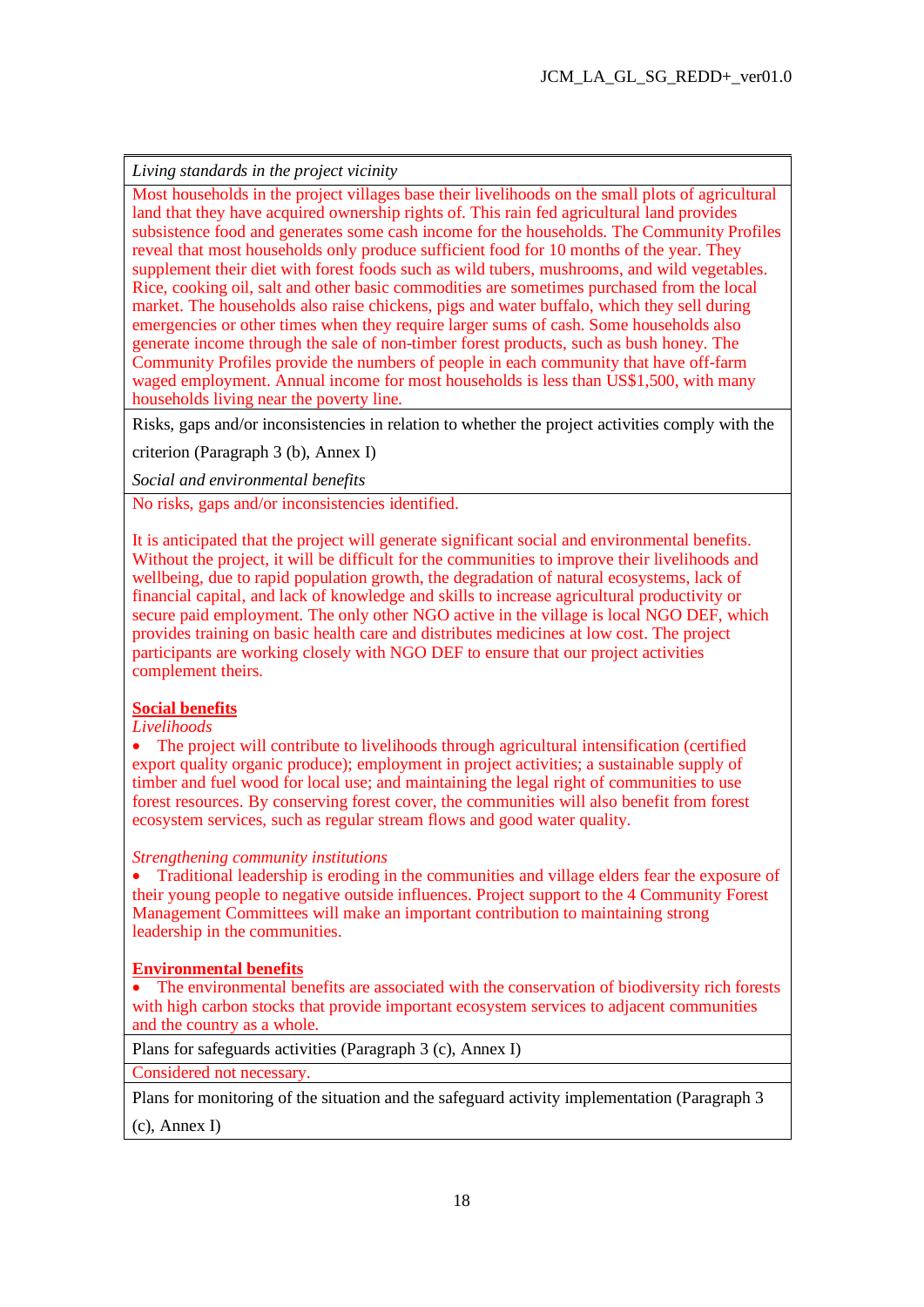*Living standards in the project vicinity*

Most households in the project villages base their livelihoods on the small plots of agricultural land that they have acquired ownership rights of. This rain fed agricultural land provides subsistence food and generates some cash income for the households. The Community Profiles reveal that most households only produce sufficient food for 10 months of the year. They supplement their diet with forest foods such as wild tubers, mushrooms, and wild vegetables. Rice, cooking oil, salt and other basic commodities are sometimes purchased from the local market. The households also raise chickens, pigs and water buffalo, which they sell during emergencies or other times when they require larger sums of cash. Some households also generate income through the sale of non-timber forest products, such as bush honey. The Community Profiles provide the numbers of people in each community that have off-farm waged employment. Annual income for most households is less than US$1,500, with many households living near the poverty line.

Risks, gaps and/or inconsistencies in relation to whether the project activities comply with the criterion (Paragraph 3 (b), Annex I)

*Social and environmental benefits*

No risks, gaps and/or inconsistencies identified.

It is anticipated that the project will generate significant social and environmental benefits. Without the project, it will be difficult for the communities to improve their livelihoods and wellbeing, due to rapid population growth, the degradation of natural ecosystems, lack of financial capital, and lack of knowledge and skills to increase agricultural productivity or secure paid employment. The only other NGO active in the village is local NGO DEF, which provides training on basic health care and distributes medicines at low cost. The project participants are working closely with NGO DEF to ensure that our project activities complement theirs.

**Social benefits**

*Livelihoods*

- The project will contribute to livelihoods through agricultural intensification (certified export quality organic produce); employment in project activities; a sustainable supply of timber and fuel wood for local use; and maintaining the legal right of communities to use forest resources. By conserving forest cover, the communities will also benefit from forest ecosystem services, such as regular stream flows and good water quality.

*Strengthening community institutions*

- Traditional leadership is eroding in the communities and village elders fear the exposure of their young people to negative outside influences. Project support to the 4 Community Forest Management Committees will make an important contribution to maintaining strong leadership in the communities.

**Environmental benefits**

- The environmental benefits are associated with the conservation of biodiversity rich forests with high carbon stocks that provide important ecosystem services to adjacent communities and the country as a whole.

Plans for safeguards activities (Paragraph 3 (c), Annex I)

Considered not necessary.

Plans for monitoring of the situation and the safeguard activity implementation (Paragraph 3 (c), Annex I)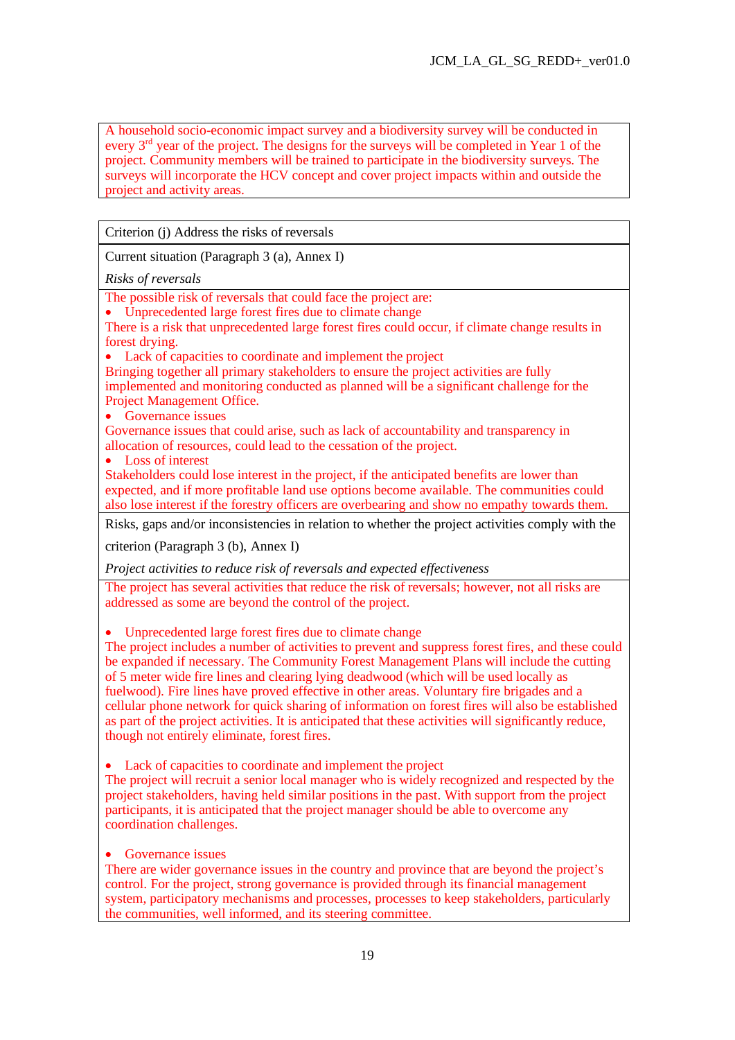A household socio-economic impact survey and a biodiversity survey will be conducted in every 3rd year of the project. The designs for the surveys will be completed in Year 1 of the project. Community members will be trained to participate in the biodiversity surveys. The surveys will incorporate the HCV concept and cover project impacts within and outside the project and activity areas.

| Criterion (j) Address the risks of reversals |
|---|
| Current situation (Paragraph 3 (a), Annex I)<br><br>*Risks of reversals* |
| The possible risk of reversals that could face the project are:<br>• Unprecedented large forest fires due to climate change<br>There is a risk that unprecedented large forest fires could occur, if climate change results in forest drying.<br>• Lack of capacities to coordinate and implement the project<br>Bringing together all primary stakeholders to ensure the project activities are fully implemented and monitoring conducted as planned will be a significant challenge for the Project Management Office.<br>• Governance issues<br>Governance issues that could arise, such as lack of accountability and transparency in allocation of resources, could lead to the cessation of the project.<br>• Loss of interest<br>Stakeholders could lose interest in the project, if the anticipated benefits are lower than expected, and if more profitable land use options become available. The communities could also lose interest if the forestry officers are overbearing and show no empathy towards them. |
| Risks, gaps and/or inconsistencies in relation to whether the project activities comply with the criterion (Paragraph 3 (b), Annex I)<br><br>*Project activities to reduce risk of reversals and expected effectiveness* |
| The project has several activities that reduce the risk of reversals; however, not all risks are addressed as some are beyond the control of the project.<br><br>• Unprecedented large forest fires due to climate change<br>The project includes a number of activities to prevent and suppress forest fires, and these could be expanded if necessary. The Community Forest Management Plans will include the cutting of 5 meter wide fire lines and clearing lying deadwood (which will be used locally as fuelwood). Fire lines have proved effective in other areas. Voluntary fire brigades and a cellular phone network for quick sharing of information on forest fires will also be established as part of the project activities. It is anticipated that these activities will significantly reduce, though not entirely eliminate, forest fires.<br><br>• Lack of capacities to coordinate and implement the project<br>The project will recruit a senior local manager who is widely recognized and respected by the project stakeholders, having held similar positions in the past. With support from the project participants, it is anticipated that the project manager should be able to overcome any coordination challenges.<br><br>• Governance issues<br>There are wider governance issues in the country and province that are beyond the project's control. For the project, strong governance is provided through its financial management system, participatory mechanisms and processes, processes to keep stakeholders, particularly the communities, well informed, and its steering committee. |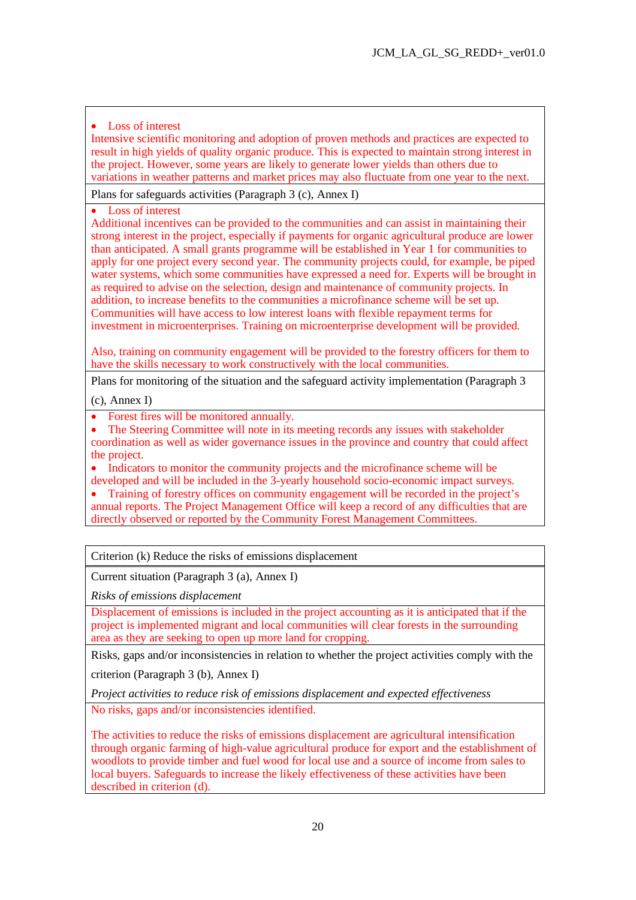- Loss of interest

Intensive scientific monitoring and adoption of proven methods and practices are expected to result in high yields of quality organic produce. This is expected to maintain strong interest in the project. However, some years are likely to generate lower yields than others due to variations in weather patterns and market prices may also fluctuate from one year to the next.

Plans for safeguards activities (Paragraph 3 (c), Annex I)

- Loss of interest

Additional incentives can be provided to the communities and can assist in maintaining their strong interest in the project, especially if payments for organic agricultural produce are lower than anticipated. A small grants programme will be established in Year 1 for communities to apply for one project every second year. The community projects could, for example, be piped water systems, which some communities have expressed a need for. Experts will be brought in as required to advise on the selection, design and maintenance of community projects. In addition, to increase benefits to the communities a microfinance scheme will be set up. Communities will have access to low interest loans with flexible repayment terms for investment in microenterprises. Training on microenterprise development will be provided.

Also, training on community engagement will be provided to the forestry officers for them to have the skills necessary to work constructively with the local communities.

Plans for monitoring of the situation and the safeguard activity implementation (Paragraph 3 (c), Annex I)

- Forest fires will be monitored annually.
- The Steering Committee will note in its meeting records any issues with stakeholder coordination as well as wider governance issues in the province and country that could affect the project.
- Indicators to monitor the community projects and the microfinance scheme will be developed and will be included in the 3-yearly household socio-economic impact surveys.
- Training of forestry offices on community engagement will be recorded in the project's annual reports. The Project Management Office will keep a record of any difficulties that are directly observed or reported by the Community Forest Management Committees.

Criterion (k) Reduce the risks of emissions displacement

Current situation (Paragraph 3 (a), Annex I)

*Risks of emissions displacement*

Displacement of emissions is included in the project accounting as it is anticipated that if the project is implemented migrant and local communities will clear forests in the surrounding area as they are seeking to open up more land for cropping.

Risks, gaps and/or inconsistencies in relation to whether the project activities comply with the criterion (Paragraph 3 (b), Annex I)

*Project activities to reduce risk of emissions displacement and expected effectiveness*

No risks, gaps and/or inconsistencies identified.

The activities to reduce the risks of emissions displacement are agricultural intensification through organic farming of high-value agricultural produce for export and the establishment of woodlots to provide timber and fuel wood for local use and a source of income from sales to local buyers. Safeguards to increase the likely effectiveness of these activities have been described in criterion (d).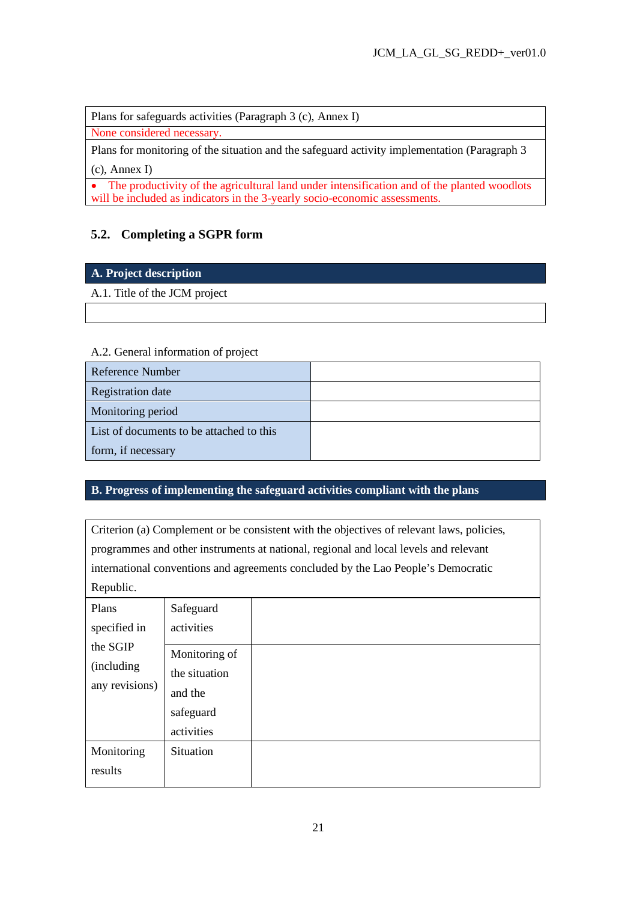| Plans for safeguards activities (Paragraph 3 (c), Annex I) |
| --- |
| None considered necessary. |
| Plans for monitoring of the situation and the safeguard activity implementation (Paragraph 3 (c), Annex I) |
| • The productivity of the agricultural land under intensification and of the planted woodlots will be included as indicators in the 3-yearly socio-economic assessments. |

## 5.2. Completing a SGPR form

| **A. Project description** |
| --- |
| A.1. Title of the JCM project |
| |

A.2. General information of project

| Reference Number | |
| --- | --- |
| Registration date | |
| Monitoring period | |
| List of documents to be attached to this form, if necessary | |

| **B. Progress of implementing the safeguard activities compliant with the plans** |
| --- |

| Criterion (a) Complement or be consistent with the objectives of relevant laws, policies, programmes and other instruments at national, regional and local levels and relevant international conventions and agreements concluded by the Lao People's Democratic Republic. | | |
| --- | --- | --- |
| Plans specified in the SGIP (including any revisions) | Safeguard activities | |
| | Monitoring of the situation and the safeguard activities | |
| Monitoring results | Situation | |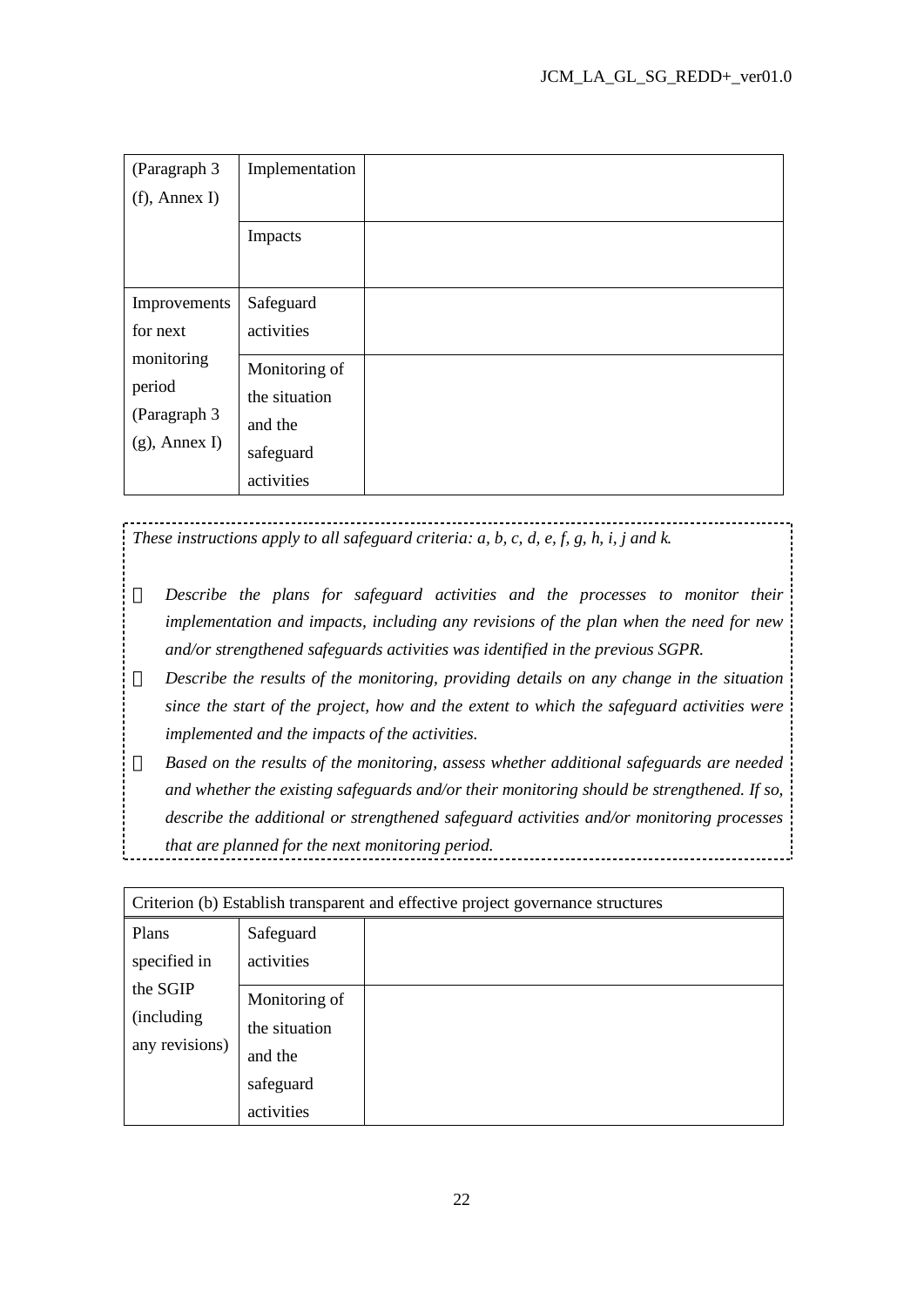| (Paragraph 3 (f), Annex I) | Implementation | |
|---|---|---|
| | Impacts | |
| Improvements for next monitoring period (Paragraph 3 (g), Annex I) | Safeguard activities | |
| | Monitoring of the situation and the safeguard activities | |

*These instructions apply to all safeguard criteria: a, b, c, d, e, f, g, h, i, j and k.*

- *Describe the plans for safeguard activities and the processes to monitor their implementation and impacts, including any revisions of the plan when the need for new and/or strengthened safeguards activities was identified in the previous SGPR.*
- *Describe the results of the monitoring, providing details on any change in the situation since the start of the project, how and the extent to which the safeguard activities were implemented and the impacts of the activities.*
- *Based on the results of the monitoring, assess whether additional safeguards are needed and whether the existing safeguards and/or their monitoring should be strengthened. If so, describe the additional or strengthened safeguard activities and/or monitoring processes that are planned for the next monitoring period.*

| Criterion (b) Establish transparent and effective project governance structures | | |
|---|---|---|
| Plans specified in the SGIP (including any revisions) | Safeguard activities | |
| | Monitoring of the situation and the safeguard activities | |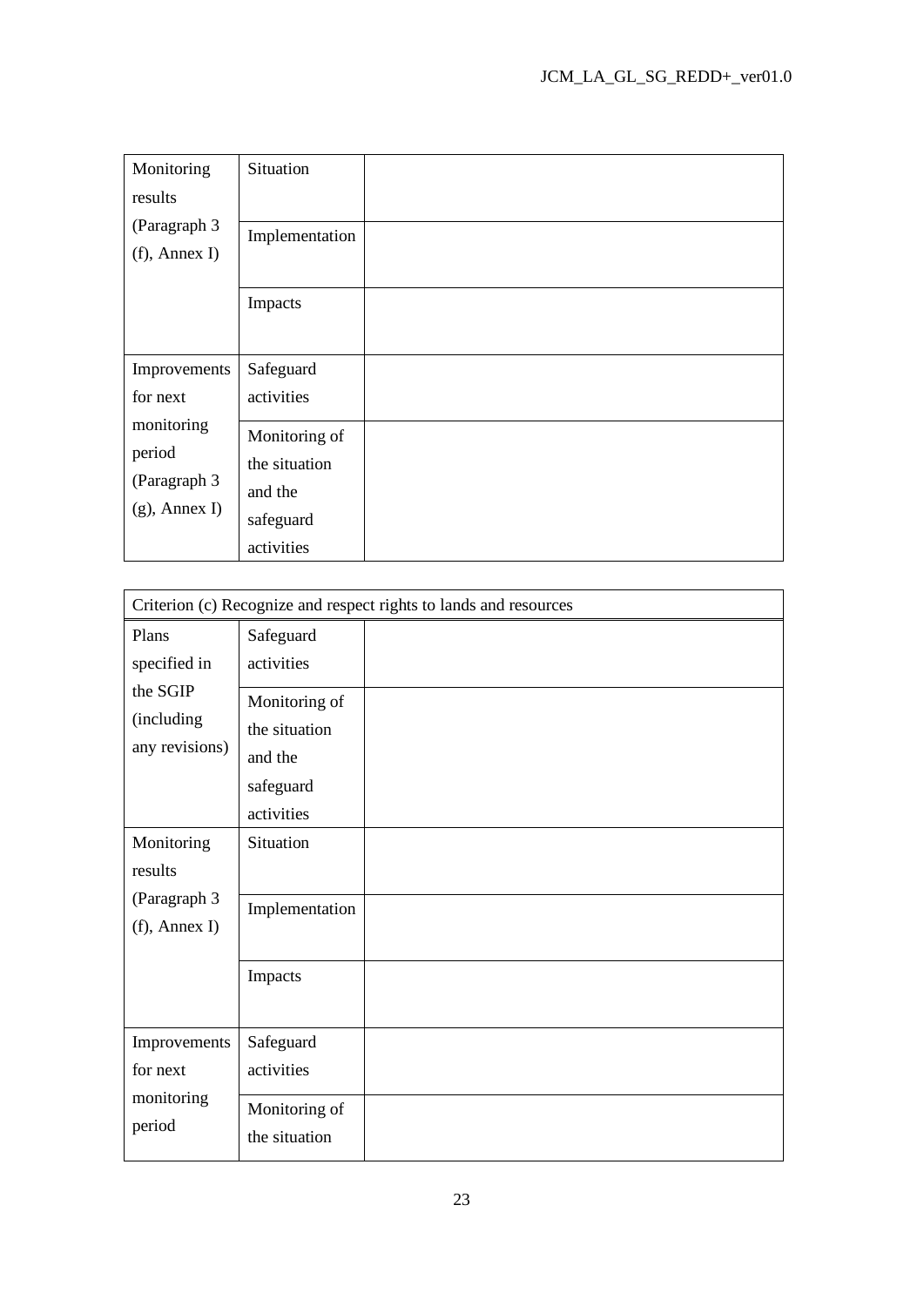| | | |
|---|---|---|
| Monitoring results (Paragraph 3 (f), Annex I) | Situation | |
| | Implementation | |
| | Impacts | |
| Improvements for next monitoring period (Paragraph 3 (g), Annex I) | Safeguard activities | |
| | Monitoring of the situation and the safeguard activities | |

| Criterion (c) Recognize and respect rights to lands and resources | | |
|---|---|---|
| Plans specified in the SGIP (including any revisions) | Safeguard activities | |
| | Monitoring of the situation and the safeguard activities | |
| Monitoring results (Paragraph 3 (f), Annex I) | Situation | |
| | Implementation | |
| | Impacts | |
| Improvements for next monitoring period | Safeguard activities | |
| | Monitoring of the situation | |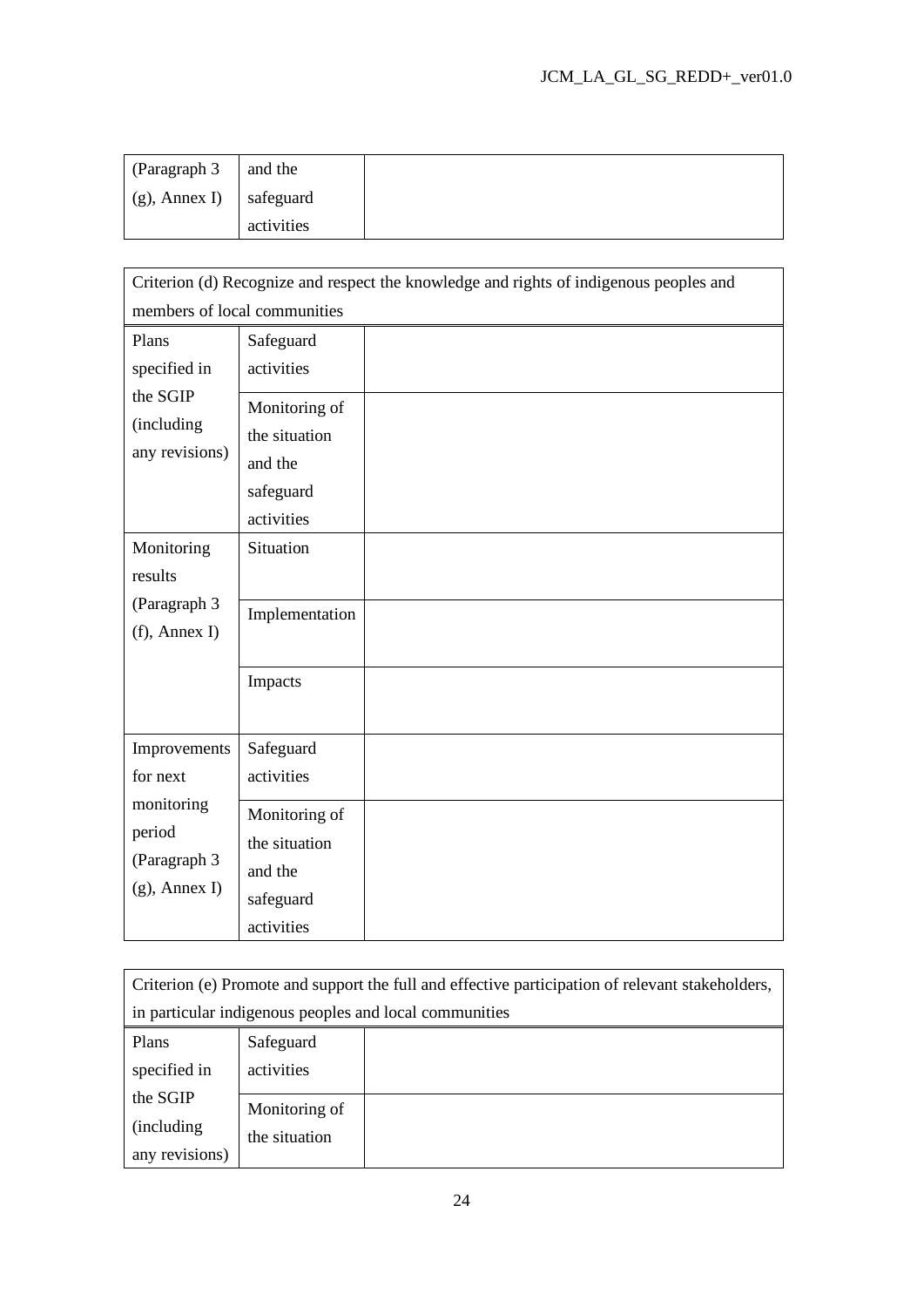| (Paragraph 3 (g), Annex I) | and the safeguard activities | |
|---|---|---|

| Criterion (d) Recognize and respect the knowledge and rights of indigenous peoples and members of local communities | | |
|---|---|---|
| Plans specified in the SGIP (including any revisions) | Safeguard activities | |
| | Monitoring of the situation and the safeguard activities | |
| Monitoring results (Paragraph 3 (f), Annex I) | Situation | |
| | Implementation | |
| | Impacts | |
| Improvements for next monitoring period (Paragraph 3 (g), Annex I) | Safeguard activities | |
| | Monitoring of the situation and the safeguard activities | |

| Criterion (e) Promote and support the full and effective participation of relevant stakeholders, in particular indigenous peoples and local communities | | |
|---|---|---|
| Plans specified in the SGIP (including any revisions) | Safeguard activities | |
| | Monitoring of the situation | |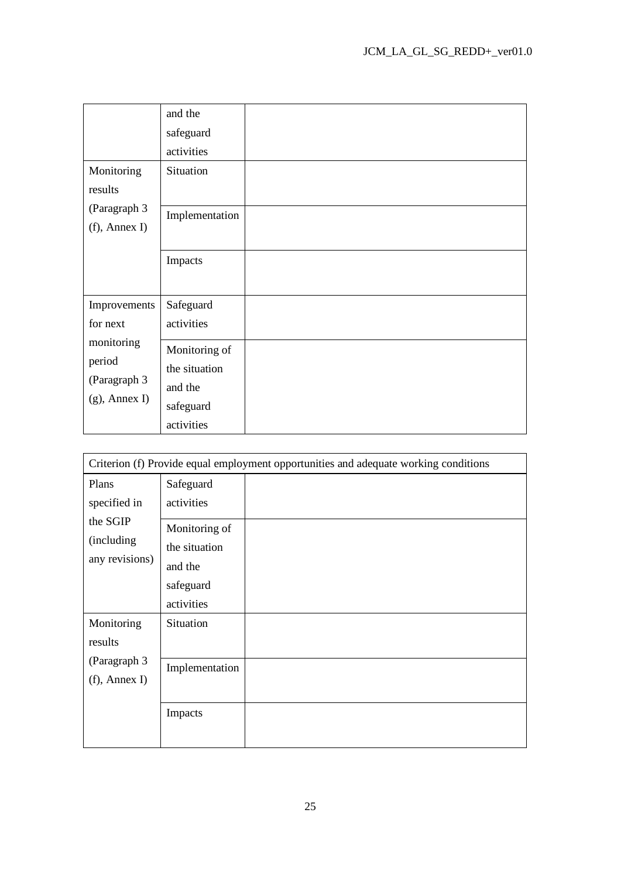| | | |
|---|---|---|
| | and the safeguard activities | |
| Monitoring results (Paragraph 3 (f), Annex I) | Situation | |
| | Implementation | |
| | Impacts | |
| Improvements for next monitoring period (Paragraph 3 (g), Annex I) | Safeguard activities | |
| | Monitoring of the situation and the safeguard activities | |

| Criterion (f) Provide equal employment opportunities and adequate working conditions | | |
|---|---|---|
| Plans specified in the SGIP (including any revisions) | Safeguard activities | |
| | Monitoring of the situation and the safeguard activities | |
| Monitoring results (Paragraph 3 (f), Annex I) | Situation | |
| | Implementation | |
| | Impacts | |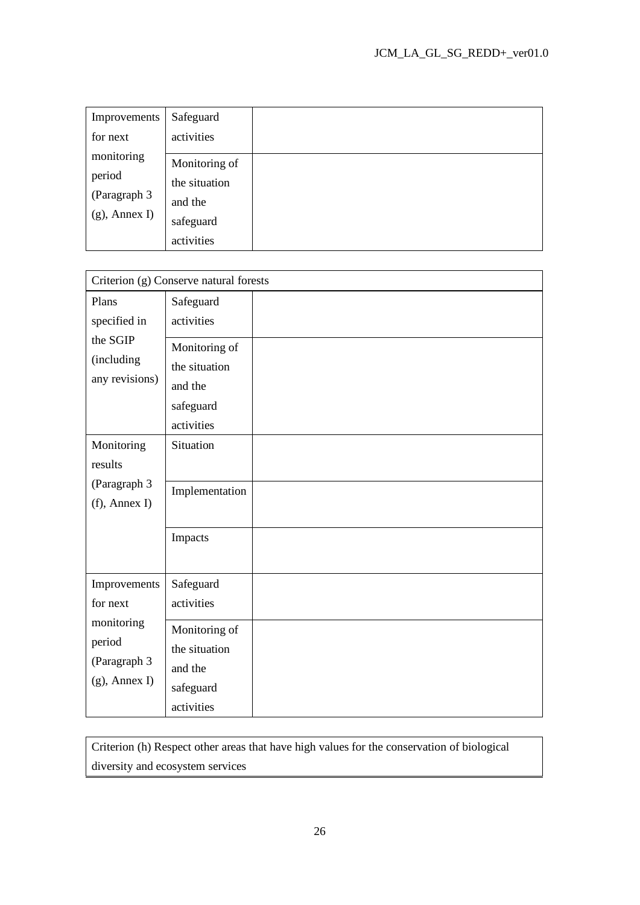| Improvements for next monitoring period (Paragraph 3 (g), Annex I) | Safeguard activities | |
|---|---|---|
| | Monitoring of the situation and the safeguard activities | |

| Criterion (g) Conserve natural forests | | |
|---|---|---|
| Plans specified in the SGIP (including any revisions) | Safeguard activities | |
| | Monitoring of the situation and the safeguard activities | |
| Monitoring results (Paragraph 3 (f), Annex I) | Situation | |
| | Implementation | |
| | Impacts | |
| Improvements for next monitoring period (Paragraph 3 (g), Annex I) | Safeguard activities | |
| | Monitoring of the situation and the safeguard activities | |

| Criterion (h) Respect other areas that have high values for the conservation of biological diversity and ecosystem services |
|---|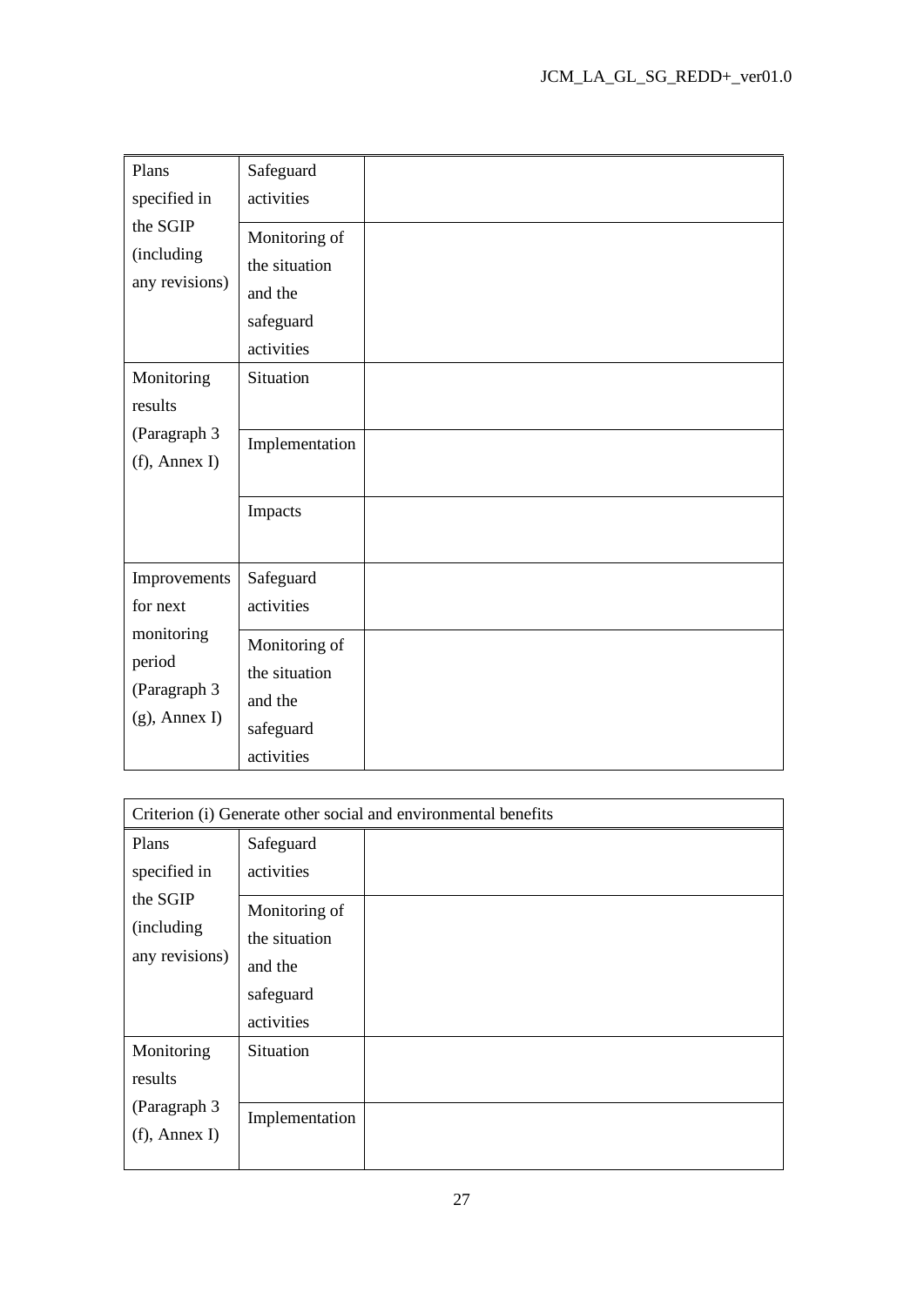| | | |
|---|---|---|
| Plans specified in the SGIP (including any revisions) | Safeguard activities | |
| | Monitoring of the situation and the safeguard activities | |
| Monitoring results (Paragraph 3 (f), Annex I) | Situation | |
| | Implementation | |
| | Impacts | |
| Improvements for next monitoring period (Paragraph 3 (g), Annex I) | Safeguard activities | |
| | Monitoring of the situation and the safeguard activities | |

| Criterion (i) Generate other social and environmental benefits | | |
|---|---|---|
| Plans specified in the SGIP (including any revisions) | Safeguard activities | |
| | Monitoring of the situation and the safeguard activities | |
| Monitoring results (Paragraph 3 (f), Annex I) | Situation | |
| | Implementation | |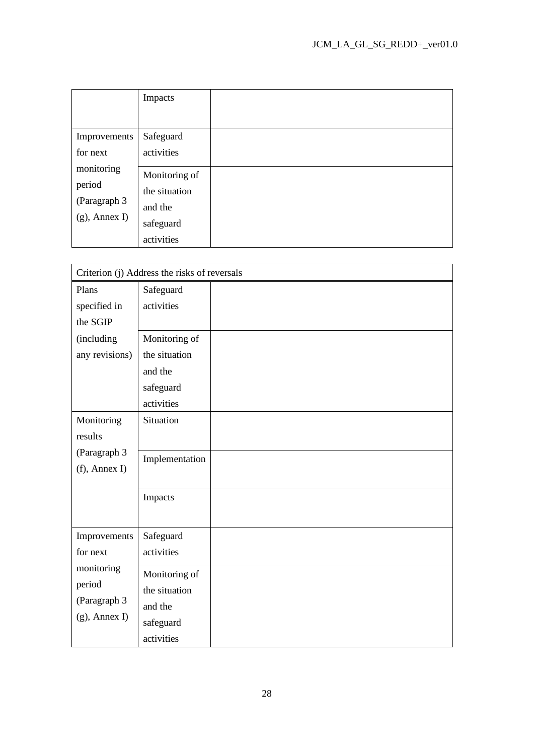| | | |
|---|---|---|
| | Impacts | |
| Improvements for next monitoring period (Paragraph 3 (g), Annex I) | Safeguard activities | |
| | Monitoring of the situation and the safeguard activities | |

| Criterion (j) Address the risks of reversals | | |
|---|---|---|
| Plans specified in the SGIP (including any revisions) | Safeguard activities | |
| | Monitoring of the situation and the safeguard activities | |
| Monitoring results (Paragraph 3 (f), Annex I) | Situation | |
| | Implementation | |
| | Impacts | |
| Improvements for next monitoring period (Paragraph 3 (g), Annex I) | Safeguard activities | |
| | Monitoring of the situation and the safeguard activities | |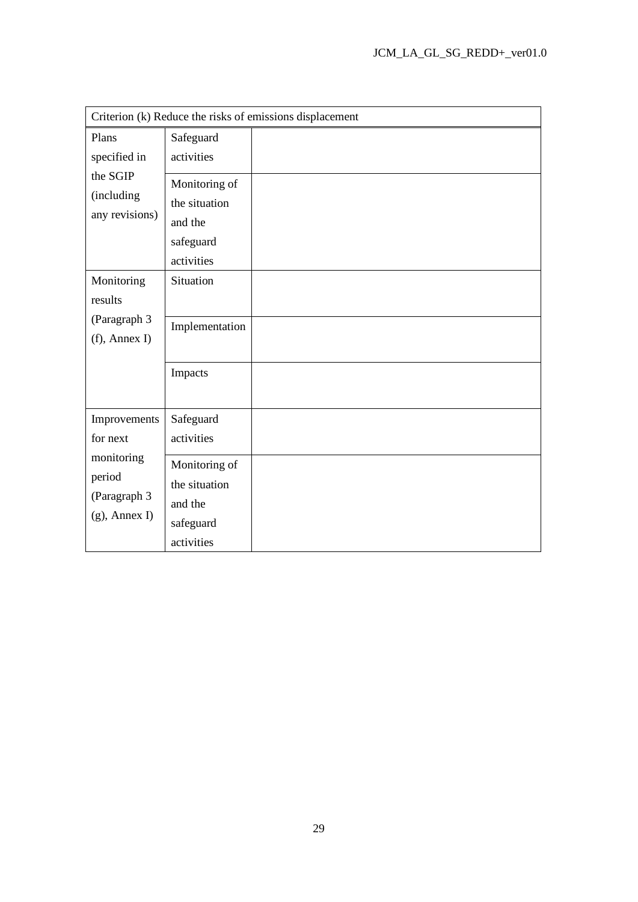| Criterion (k) Reduce the risks of emissions displacement | | |
|---|---|---|
| Plans specified in the SGIP (including any revisions) | Safeguard activities | |
| | Monitoring of the situation and the safeguard activities | |
| Monitoring results (Paragraph 3 (f), Annex I) | Situation | |
| | Implementation | |
| | Impacts | |
| Improvements for next monitoring period (Paragraph 3 (g), Annex I) | Safeguard activities | |
| | Monitoring of the situation and the safeguard activities | |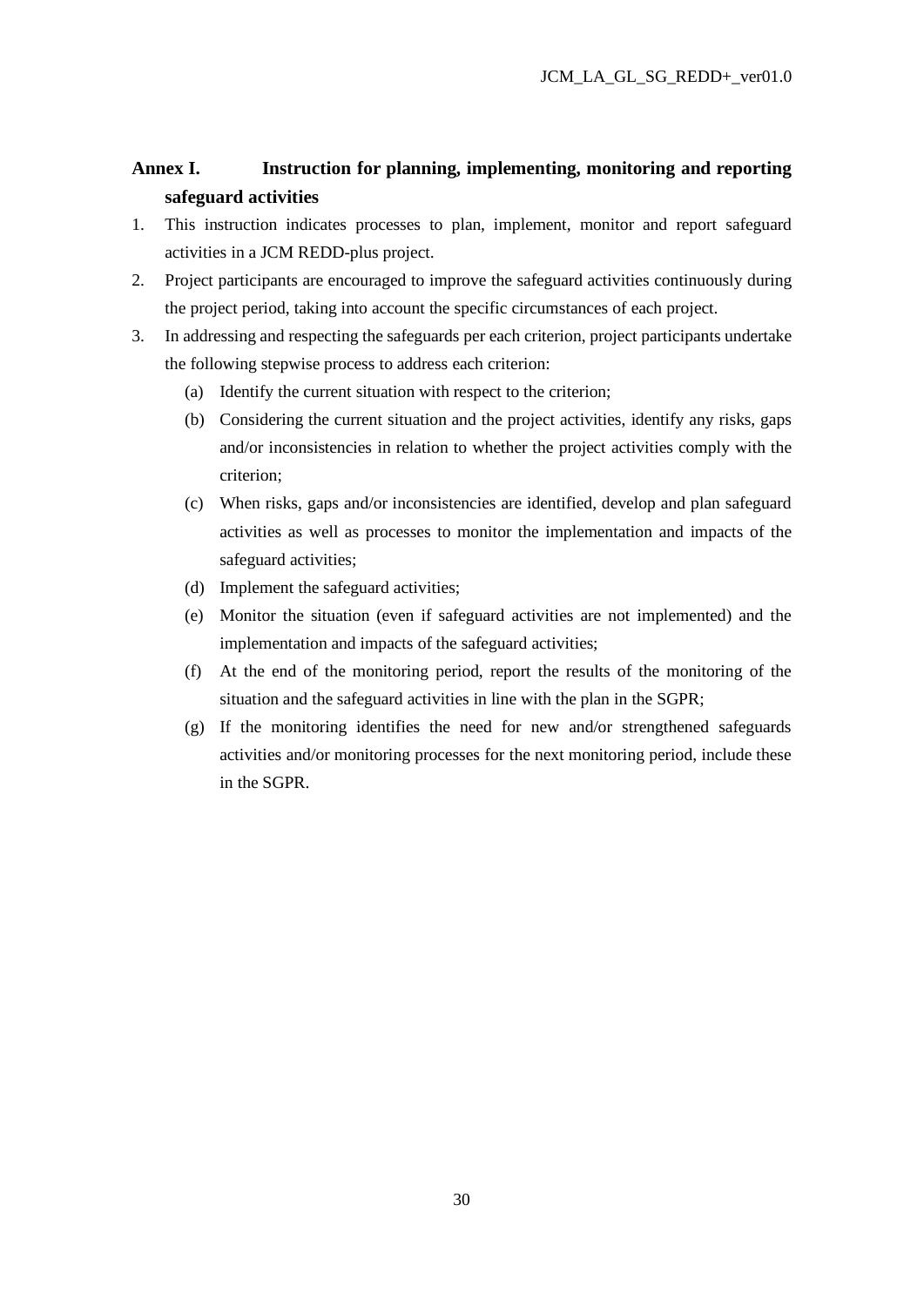## Annex I. Instruction for planning, implementing, monitoring and reporting safeguard activities

1. This instruction indicates processes to plan, implement, monitor and report safeguard activities in a JCM REDD-plus project.
2. Project participants are encouraged to improve the safeguard activities continuously during the project period, taking into account the specific circumstances of each project.
3. In addressing and respecting the safeguards per each criterion, project participants undertake the following stepwise process to address each criterion:
   - (a) Identify the current situation with respect to the criterion;
   - (b) Considering the current situation and the project activities, identify any risks, gaps and/or inconsistencies in relation to whether the project activities comply with the criterion;
   - (c) When risks, gaps and/or inconsistencies are identified, develop and plan safeguard activities as well as processes to monitor the implementation and impacts of the safeguard activities;
   - (d) Implement the safeguard activities;
   - (e) Monitor the situation (even if safeguard activities are not implemented) and the implementation and impacts of the safeguard activities;
   - (f) At the end of the monitoring period, report the results of the monitoring of the situation and the safeguard activities in line with the plan in the SGPR;
   - (g) If the monitoring identifies the need for new and/or strengthened safeguards activities and/or monitoring processes for the next monitoring period, include these in the SGPR.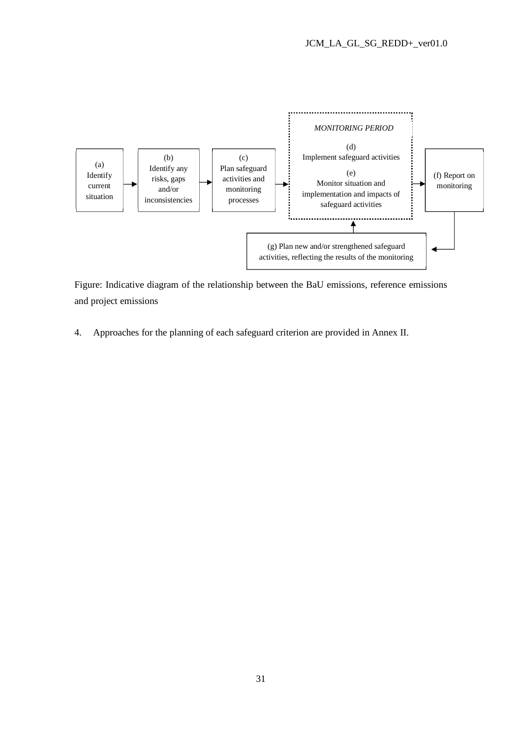(a) Identify current situation → (b) Identify any risks, gaps and/or inconsistencies → (c) Plan safeguard activities and monitoring processes → *MONITORING PERIOD*: (d) Implement safeguard activities; (e) Monitor situation and implementation and impacts of safeguard activities → (f) Report on monitoring → (g) Plan new and/or strengthened safeguard activities, reflecting the results of the monitoring → *MONITORING PERIOD*

Figure: Indicative diagram of the relationship between the BaU emissions, reference emissions and project emissions

4. Approaches for the planning of each safeguard criterion are provided in Annex II.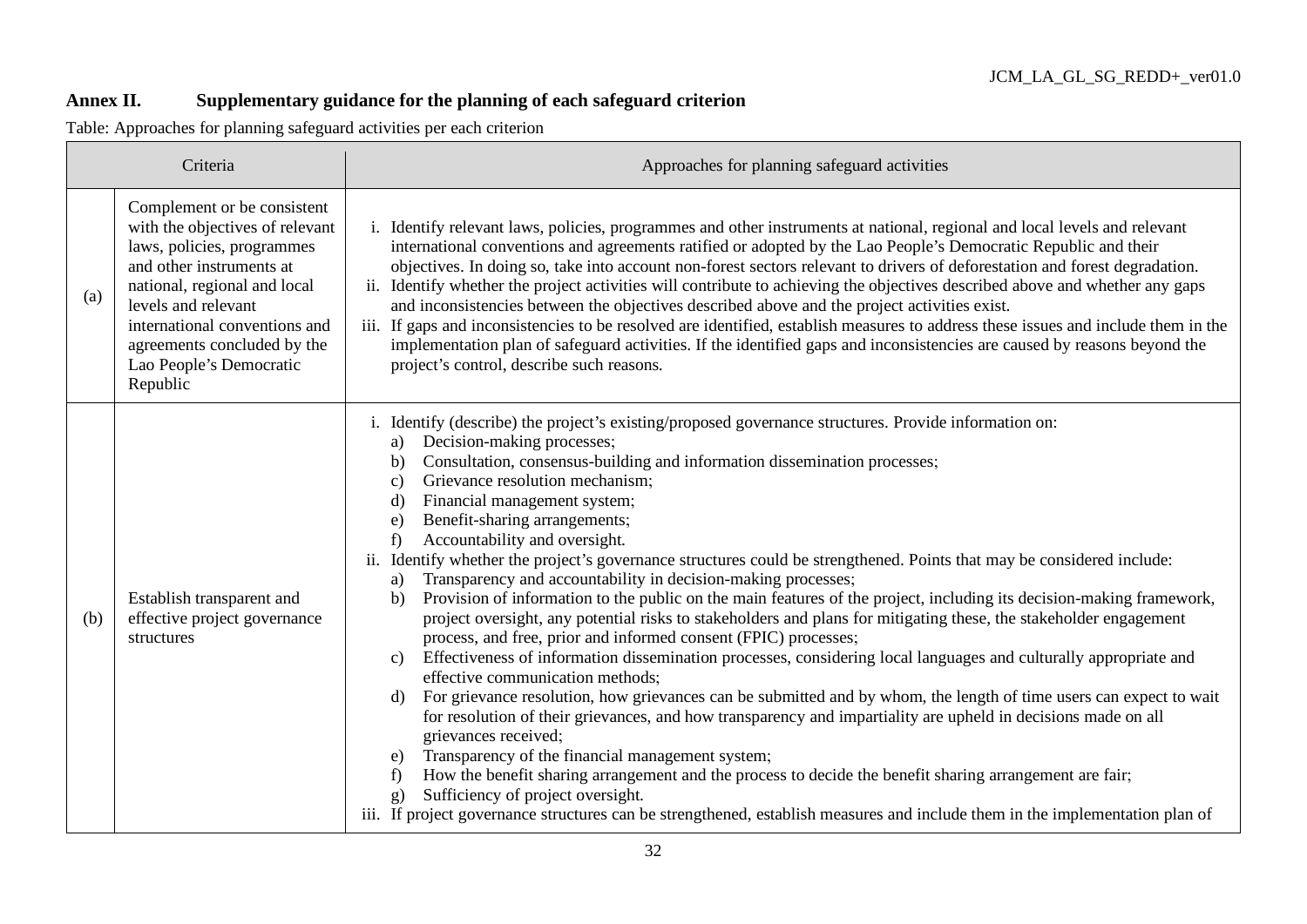## Annex II. Supplementary guidance for the planning of each safeguard criterion

Table: Approaches for planning safeguard activities per each criterion

| Criteria | | Approaches for planning safeguard activities |
|---|---|---|
| (a) | Complement or be consistent with the objectives of relevant laws, policies, programmes and other instruments at national, regional and local levels and relevant international conventions and agreements concluded by the Lao People's Democratic Republic | i. Identify relevant laws, policies, programmes and other instruments at national, regional and local levels and relevant international conventions and agreements ratified or adopted by the Lao People's Democratic Republic and their objectives. In doing so, take into account non-forest sectors relevant to drivers of deforestation and forest degradation.<br>ii. Identify whether the project activities will contribute to achieving the objectives described above and whether any gaps and inconsistencies between the objectives described above and the project activities exist.<br>iii. If gaps and inconsistencies to be resolved are identified, establish measures to address these issues and include them in the implementation plan of safeguard activities. If the identified gaps and inconsistencies are caused by reasons beyond the project's control, describe such reasons. |
| (b) | Establish transparent and effective project governance structures | i. Identify (describe) the project's existing/proposed governance structures. Provide information on:<br>a) Decision-making processes;<br>b) Consultation, consensus-building and information dissemination processes;<br>c) Grievance resolution mechanism;<br>d) Financial management system;<br>e) Benefit-sharing arrangements;<br>f) Accountability and oversight.<br>ii. Identify whether the project's governance structures could be strengthened. Points that may be considered include:<br>a) Transparency and accountability in decision-making processes;<br>b) Provision of information to the public on the main features of the project, including its decision-making framework, project oversight, any potential risks to stakeholders and plans for mitigating these, the stakeholder engagement process, and free, prior and informed consent (FPIC) processes;<br>c) Effectiveness of information dissemination processes, considering local languages and culturally appropriate and effective communication methods;<br>d) For grievance resolution, how grievances can be submitted and by whom, the length of time users can expect to wait for resolution of their grievances, and how transparency and impartiality are upheld in decisions made on all grievances received;<br>e) Transparency of the financial management system;<br>f) How the benefit sharing arrangement and the process to decide the benefit sharing arrangement are fair;<br>g) Sufficiency of project oversight.<br>iii. If project governance structures can be strengthened, establish measures and include them in the implementation plan of |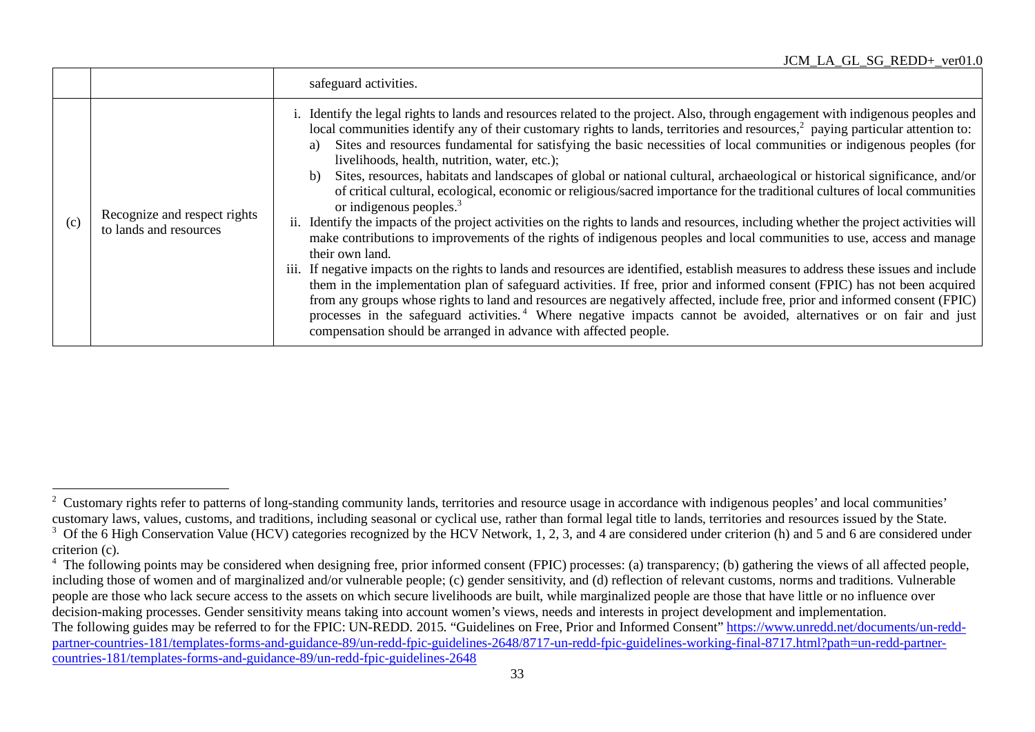|  |  |  |
|---|---|---|
|  |  | safeguard activities. |
| (c) | Recognize and respect rights to lands and resources | i. Identify the legal rights to lands and resources related to the project. Also, through engagement with indigenous peoples and local communities identify any of their customary rights to lands, territories and resources,[2] paying particular attention to:<br>a) Sites and resources fundamental for satisfying the basic necessities of local communities or indigenous peoples (for livelihoods, health, nutrition, water, etc.);<br>b) Sites, resources, habitats and landscapes of global or national cultural, archaeological or historical significance, and/or of critical cultural, ecological, economic or religious/sacred importance for the traditional cultures of local communities or indigenous peoples.[3]<br>ii. Identify the impacts of the project activities on the rights to lands and resources, including whether the project activities will make contributions to improvements of the rights of indigenous peoples and local communities to use, access and manage their own land.<br>iii. If negative impacts on the rights to lands and resources are identified, establish measures to address these issues and include them in the implementation plan of safeguard activities. If free, prior and informed consent (FPIC) has not been acquired from any groups whose rights to land and resources are negatively affected, include free, prior and informed consent (FPIC) processes in the safeguard activities.[4] Where negative impacts cannot be avoided, alternatives or on fair and just compensation should be arranged in advance with affected people. |

[2] Customary rights refer to patterns of long-standing community lands, territories and resource usage in accordance with indigenous peoples' and local communities' customary laws, values, customs, and traditions, including seasonal or cyclical use, rather than formal legal title to lands, territories and resources issued by the State.

[3] Of the 6 High Conservation Value (HCV) categories recognized by the HCV Network, 1, 2, 3, and 4 are considered under criterion (h) and 5 and 6 are considered under criterion (c).

[4] The following points may be considered when designing free, prior informed consent (FPIC) processes: (a) transparency; (b) gathering the views of all affected people, including those of women and of marginalized and/or vulnerable people; (c) gender sensitivity, and (d) reflection of relevant customs, norms and traditions. Vulnerable people are those who lack secure access to the assets on which secure livelihoods are built, while marginalized people are those that have little or no influence over decision-making processes. Gender sensitivity means taking into account women's views, needs and interests in project development and implementation.
The following guides may be referred to for the FPIC: UN-REDD. 2015. "Guidelines on Free, Prior and Informed Consent" https://www.unredd.net/documents/un-redd-partner-countries-181/templates-forms-and-guidance-89/un-redd-fpic-guidelines-2648/8717-un-redd-fpic-guidelines-working-final-8717.html?path=un-redd-partner-countries-181/templates-forms-and-guidance-89/un-redd-fpic-guidelines-2648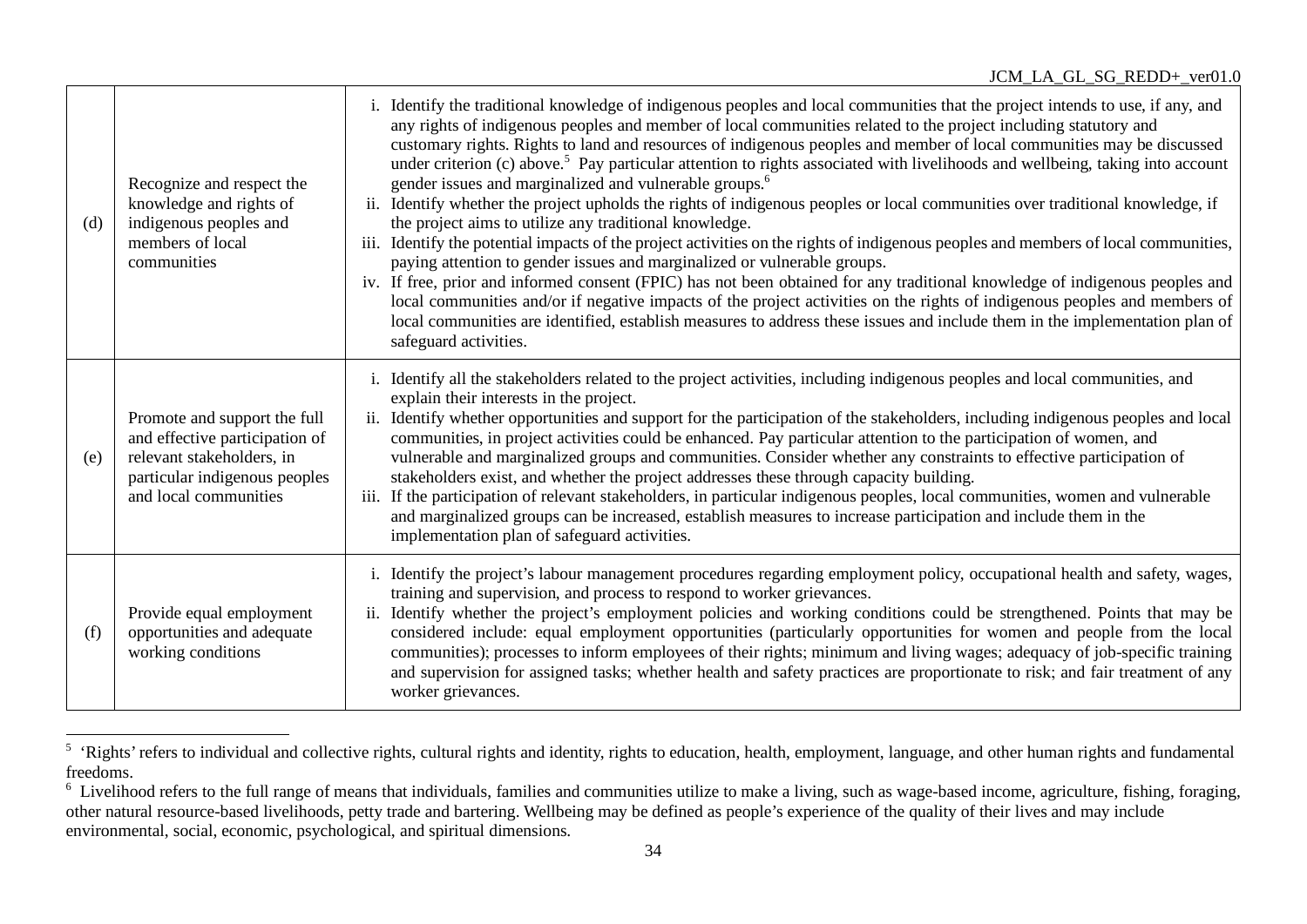| (d) | Recognize and respect the knowledge and rights of indigenous peoples and members of local communities | i. Identify the traditional knowledge of indigenous peoples and local communities that the project intends to use, if any, and any rights of indigenous peoples and member of local communities related to the project including statutory and customary rights. Rights to land and resources of indigenous peoples and member of local communities may be discussed under criterion (c) above.[5] Pay particular attention to rights associated with livelihoods and wellbeing, taking into account gender issues and marginalized and vulnerable groups.[6]<br>ii. Identify whether the project upholds the rights of indigenous peoples or local communities over traditional knowledge, if the project aims to utilize any traditional knowledge.<br>iii. Identify the potential impacts of the project activities on the rights of indigenous peoples and members of local communities, paying attention to gender issues and marginalized or vulnerable groups.<br>iv. If free, prior and informed consent (FPIC) has not been obtained for any traditional knowledge of indigenous peoples and local communities and/or if negative impacts of the project activities on the rights of indigenous peoples and members of local communities are identified, establish measures to address these issues and include them in the implementation plan of safeguard activities. |
|---|---|---|
| (e) | Promote and support the full and effective participation of relevant stakeholders, in particular indigenous peoples and local communities | i. Identify all the stakeholders related to the project activities, including indigenous peoples and local communities, and explain their interests in the project.<br>ii. Identify whether opportunities and support for the participation of the stakeholders, including indigenous peoples and local communities, in project activities could be enhanced. Pay particular attention to the participation of women, and vulnerable and marginalized groups and communities. Consider whether any constraints to effective participation of stakeholders exist, and whether the project addresses these through capacity building.<br>iii. If the participation of relevant stakeholders, in particular indigenous peoples, local communities, women and vulnerable and marginalized groups can be increased, establish measures to increase participation and include them in the implementation plan of safeguard activities. |
| (f) | Provide equal employment opportunities and adequate working conditions | i. Identify the project's labour management procedures regarding employment policy, occupational health and safety, wages, training and supervision, and process to respond to worker grievances.<br>ii. Identify whether the project's employment policies and working conditions could be strengthened. Points that may be considered include: equal employment opportunities (particularly opportunities for women and people from the local communities); processes to inform employees of their rights; minimum and living wages; adequacy of job-specific training and supervision for assigned tasks; whether health and safety practices are proportionate to risk; and fair treatment of any worker grievances. |

[5] 'Rights' refers to individual and collective rights, cultural rights and identity, rights to education, health, employment, language, and other human rights and fundamental freedoms.

[6] Livelihood refers to the full range of means that individuals, families and communities utilize to make a living, such as wage-based income, agriculture, fishing, foraging, other natural resource-based livelihoods, petty trade and bartering. Wellbeing may be defined as people's experience of the quality of their lives and may include environmental, social, economic, psychological, and spiritual dimensions.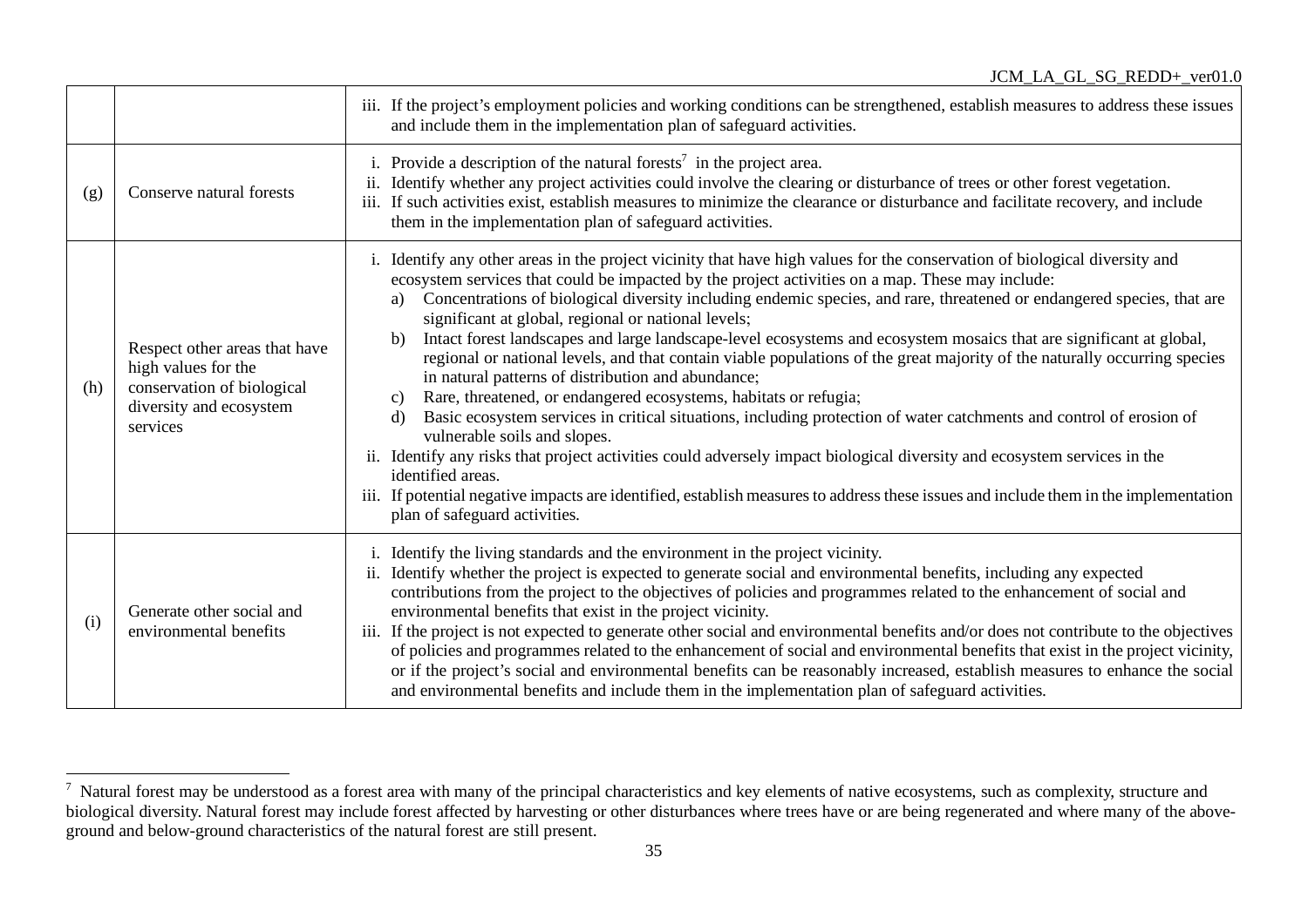| | | |
|---|---|---|
| | | iii. If the project's employment policies and working conditions can be strengthened, establish measures to address these issues and include them in the implementation plan of safeguard activities. |
| (g) | Conserve natural forests | i. Provide a description of the natural forests[7] in the project area.<br>ii. Identify whether any project activities could involve the clearing or disturbance of trees or other forest vegetation.<br>iii. If such activities exist, establish measures to minimize the clearance or disturbance and facilitate recovery, and include them in the implementation plan of safeguard activities. |
| (h) | Respect other areas that have high values for the conservation of biological diversity and ecosystem services | i. Identify any other areas in the project vicinity that have high values for the conservation of biological diversity and ecosystem services that could be impacted by the project activities on a map. These may include:<br>a) Concentrations of biological diversity including endemic species, and rare, threatened or endangered species, that are significant at global, regional or national levels;<br>b) Intact forest landscapes and large landscape-level ecosystems and ecosystem mosaics that are significant at global, regional or national levels, and that contain viable populations of the great majority of the naturally occurring species in natural patterns of distribution and abundance;<br>c) Rare, threatened, or endangered ecosystems, habitats or refugia;<br>d) Basic ecosystem services in critical situations, including protection of water catchments and control of erosion of vulnerable soils and slopes.<br>ii. Identify any risks that project activities could adversely impact biological diversity and ecosystem services in the identified areas.<br>iii. If potential negative impacts are identified, establish measures to address these issues and include them in the implementation plan of safeguard activities. |
| (i) | Generate other social and environmental benefits | i. Identify the living standards and the environment in the project vicinity.<br>ii. Identify whether the project is expected to generate social and environmental benefits, including any expected contributions from the project to the objectives of policies and programmes related to the enhancement of social and environmental benefits that exist in the project vicinity.<br>iii. If the project is not expected to generate other social and environmental benefits and/or does not contribute to the objectives of policies and programmes related to the enhancement of social and environmental benefits that exist in the project vicinity, or if the project's social and environmental benefits can be reasonably increased, establish measures to enhance the social and environmental benefits and include them in the implementation plan of safeguard activities. |

[7] Natural forest may be understood as a forest area with many of the principal characteristics and key elements of native ecosystems, such as complexity, structure and biological diversity. Natural forest may include forest affected by harvesting or other disturbances where trees have or are being regenerated and where many of the above-ground and below-ground characteristics of the natural forest are still present.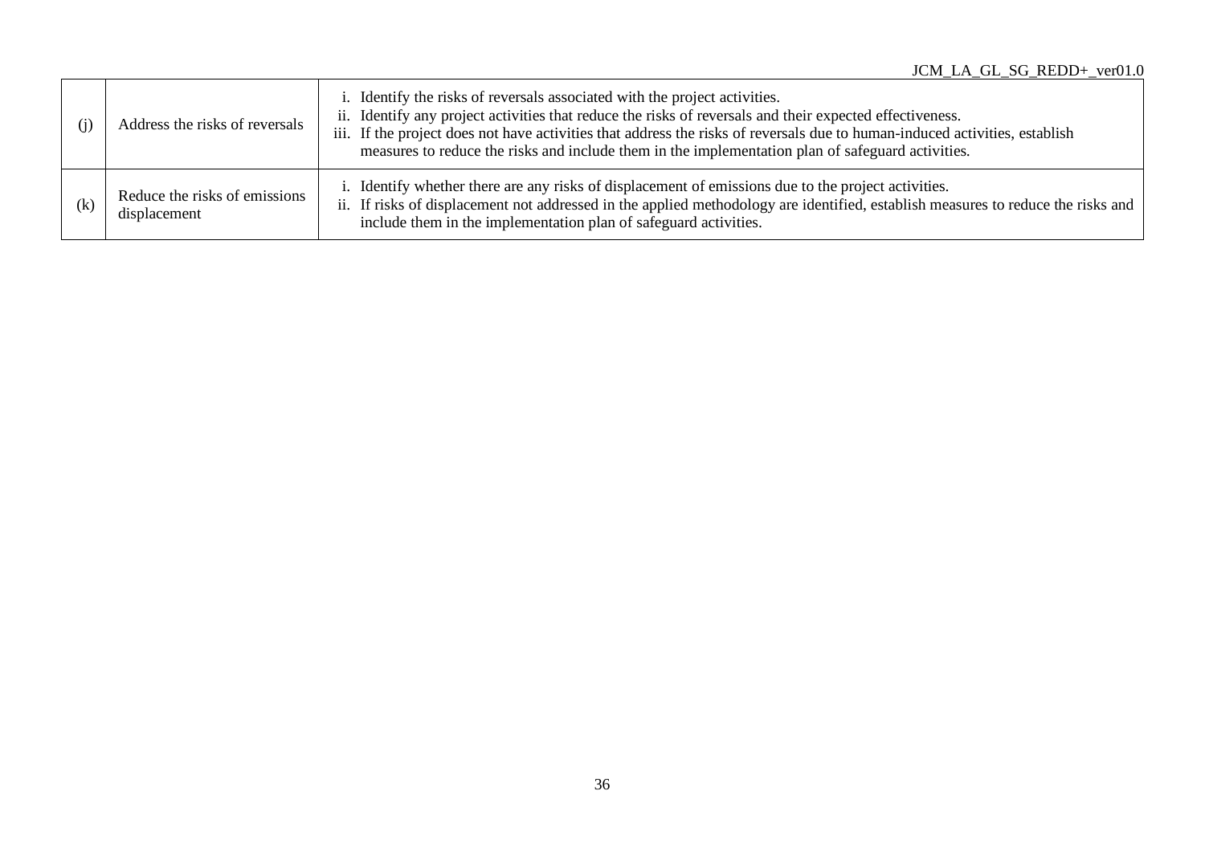| | | |
|---|---|---|
| (j) | Address the risks of reversals | i. Identify the risks of reversals associated with the project activities.<br>ii. Identify any project activities that reduce the risks of reversals and their expected effectiveness.<br>iii. If the project does not have activities that address the risks of reversals due to human-induced activities, establish measures to reduce the risks and include them in the implementation plan of safeguard activities. |
| (k) | Reduce the risks of emissions displacement | i. Identify whether there are any risks of displacement of emissions due to the project activities.<br>ii. If risks of displacement not addressed in the applied methodology are identified, establish measures to reduce the risks and include them in the implementation plan of safeguard activities. |